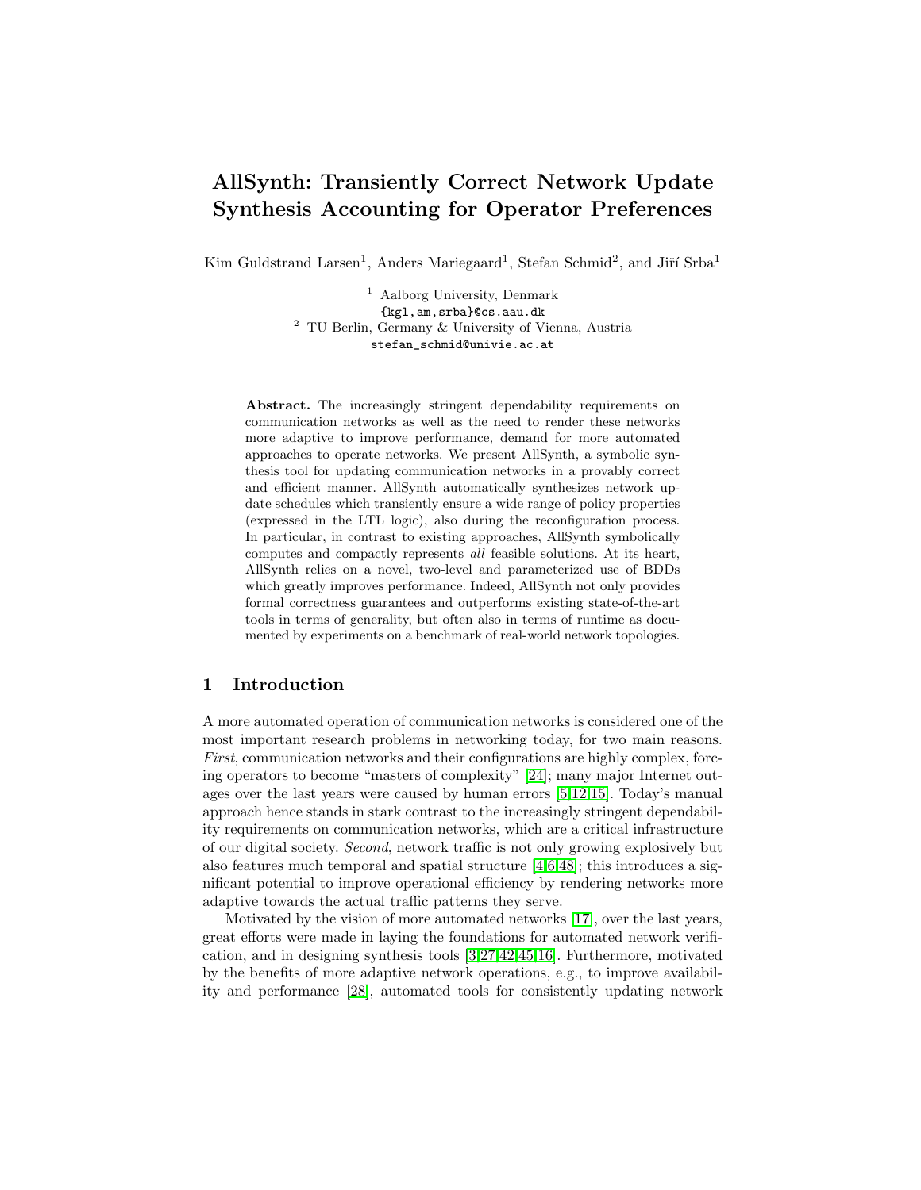# AllSynth: Transiently Correct Network Update Synthesis Accounting for Operator Preferences

Kim Guldstrand Larsen[1], Anders Mariegaard[1], Stefan Schmid[2], and Jiří Srba[1]

[1] Aalborg University, Denmark
{kgl,am,srba}@cs.aau.dk
[2] TU Berlin, Germany & University of Vienna, Austria
stefan_schmid@univie.ac.at

**Abstract.** The increasingly stringent dependability requirements on communication networks as well as the need to render these networks more adaptive to improve performance, demand for more automated approaches to operate networks. We present AllSynth, a symbolic synthesis tool for updating communication networks in a provably correct and efficient manner. AllSynth automatically synthesizes network update schedules which transiently ensure a wide range of policy properties (expressed in the LTL logic), also during the reconfiguration process. In particular, in contrast to existing approaches, AllSynth symbolically computes and compactly represents *all* feasible solutions. At its heart, AllSynth relies on a novel, two-level and parameterized use of BDDs which greatly improves performance. Indeed, AllSynth not only provides formal correctness guarantees and outperforms existing state-of-the-art tools in terms of generality, but often also in terms of runtime as documented by experiments on a benchmark of real-world network topologies.

## 1 Introduction

A more automated operation of communication networks is considered one of the most important research problems in networking today, for two main reasons. *First*, communication networks and their configurations are highly complex, forcing operators to become "masters of complexity" [24]; many major Internet outages over the last years were caused by human errors [5,12,15]. Today's manual approach hence stands in stark contrast to the increasingly stringent dependability requirements on communication networks, which are a critical infrastructure of our digital society. *Second*, network traffic is not only growing explosively but also features much temporal and spatial structure [4,6,48]; this introduces a significant potential to improve operational efficiency by rendering networks more adaptive towards the actual traffic patterns they serve.

Motivated by the vision of more automated networks [17], over the last years, great efforts were made in laying the foundations for automated network verification, and in designing synthesis tools [3,27,42,45,16]. Furthermore, motivated by the benefits of more adaptive network operations, e.g., to improve availability and performance [28], automated tools for consistently updating network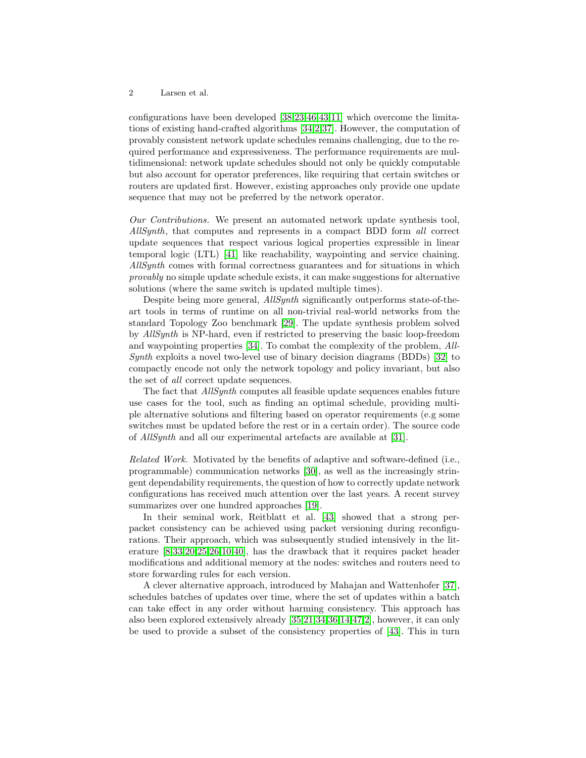configurations have been developed [38,23,46,43,11] which overcome the limitations of existing hand-crafted algorithms [34,2,37]. However, the computation of provably consistent network update schedules remains challenging, due to the required performance and expressiveness. The performance requirements are multidimensional: network update schedules should not only be quickly computable but also account for operator preferences, like requiring that certain switches or routers are updated first. However, existing approaches only provide one update sequence that may not be preferred by the network operator.

*Our Contributions.* We present an automated network update synthesis tool, *AllSynth*, that computes and represents in a compact BDD form *all* correct update sequences that respect various logical properties expressible in linear temporal logic (LTL) [41] like reachability, waypointing and service chaining. *AllSynth* comes with formal correctness guarantees and for situations in which *provably* no simple update schedule exists, it can make suggestions for alternative solutions (where the same switch is updated multiple times).

Despite being more general, *AllSynth* significantly outperforms state-of-the-art tools in terms of runtime on all non-trivial real-world networks from the standard Topology Zoo benchmark [29]. The update synthesis problem solved by *AllSynth* is NP-hard, even if restricted to preserving the basic loop-freedom and waypointing properties [34]. To combat the complexity of the problem, *AllSynth* exploits a novel two-level use of binary decision diagrams (BDDs) [32] to compactly encode not only the network topology and policy invariant, but also the set of *all* correct update sequences.

The fact that *AllSynth* computes all feasible update sequences enables future use cases for the tool, such as finding an optimal schedule, providing multiple alternative solutions and filtering based on operator requirements (e.g some switches must be updated before the rest or in a certain order). The source code of *AllSynth* and all our experimental artefacts are available at [31].

*Related Work.* Motivated by the benefits of adaptive and software-defined (i.e., programmable) communication networks [30], as well as the increasingly stringent dependability requirements, the question of how to correctly update network configurations has received much attention over the last years. A recent survey summarizes over one hundred approaches [19].

In their seminal work, Reitblatt et al. [43] showed that a strong per-packet consistency can be achieved using packet versioning during reconfigurations. Their approach, which was subsequently studied intensively in the literature [8,33,20,25,26,10,40], has the drawback that it requires packet header modifications and additional memory at the nodes: switches and routers need to store forwarding rules for each version.

A clever alternative approach, introduced by Mahajan and Wattenhofer [37], schedules batches of updates over time, where the set of updates within a batch can take effect in any order without harming consistency. This approach has also been explored extensively already [35,21,34,36,14,47,2], however, it can only be used to provide a subset of the consistency properties of [43]. This in turn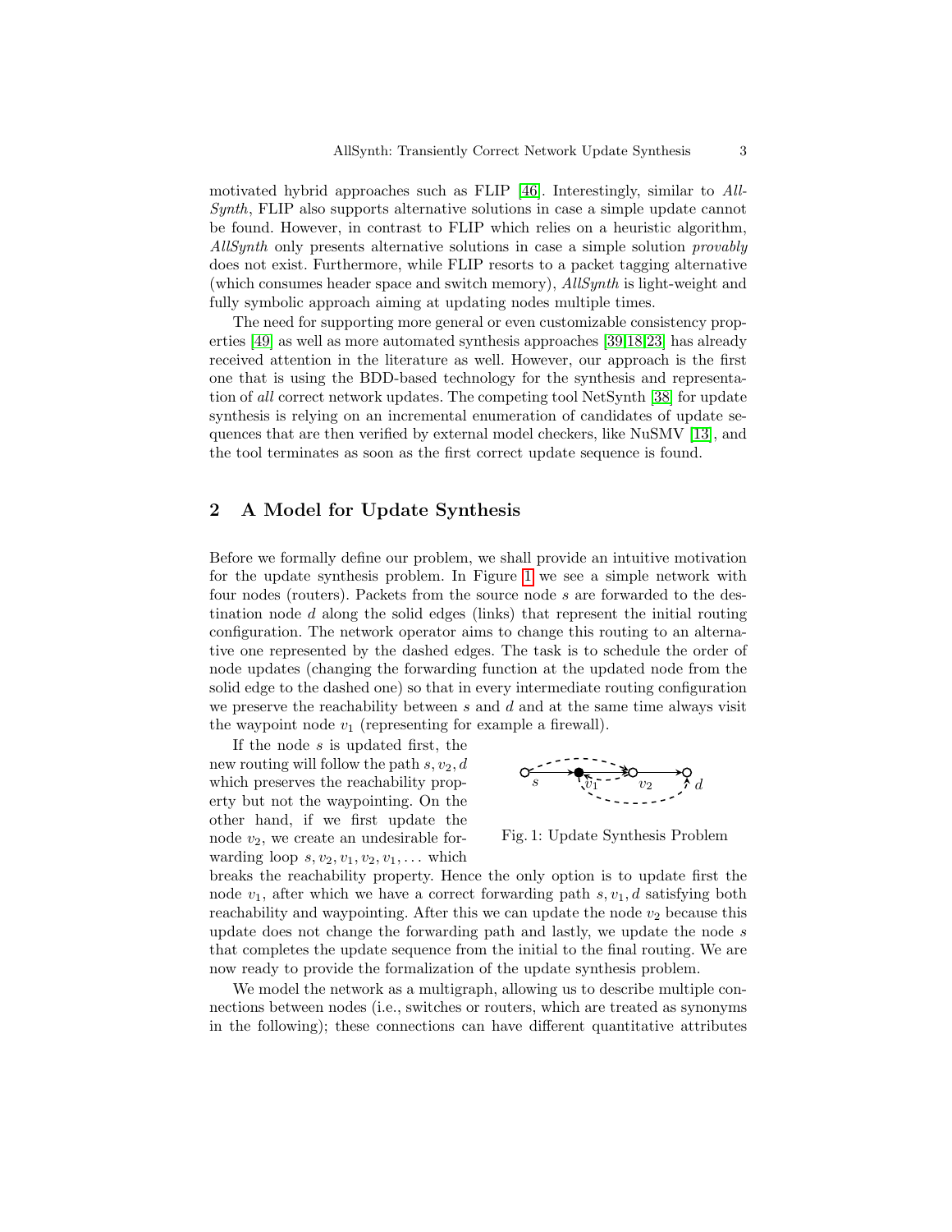motivated hybrid approaches such as FLIP [46]. Interestingly, similar to *AllSynth*, FLIP also supports alternative solutions in case a simple update cannot be found. However, in contrast to FLIP which relies on a heuristic algorithm, *AllSynth* only presents alternative solutions in case a simple solution *provably* does not exist. Furthermore, while FLIP resorts to a packet tagging alternative (which consumes header space and switch memory), *AllSynth* is light-weight and fully symbolic approach aiming at updating nodes multiple times.

The need for supporting more general or even customizable consistency properties [49] as well as more automated synthesis approaches [39,18,23] has already received attention in the literature as well. However, our approach is the first one that is using the BDD-based technology for the synthesis and representation of *all* correct network updates. The competing tool NetSynth [38] for update synthesis is relying on an incremental enumeration of candidates of update sequences that are then verified by external model checkers, like NuSMV [13], and the tool terminates as soon as the first correct update sequence is found.

## 2 A Model for Update Synthesis

Before we formally define our problem, we shall provide an intuitive motivation for the update synthesis problem. In Figure 1 we see a simple network with four nodes (routers). Packets from the source node $s$ are forwarded to the destination node $d$ along the solid edges (links) that represent the initial routing configuration. The network operator aims to change this routing to an alternative one represented by the dashed edges. The task is to schedule the order of node updates (changing the forwarding function at the updated node from the solid edge to the dashed one) so that in every intermediate routing configuration we preserve the reachability between $s$ and $d$ and at the same time always visit the waypoint node $v_1$ (representing for example a firewall).

If the node $s$ is updated first, the new routing will follow the path $s, v_2, d$ which preserves the reachability property but not the waypointing. On the other hand, if we first update the node $v_2$, we create an undesirable forwarding loop $s, v_2, v_1, v_2, v_1, \ldots$ which breaks the reachability property. Hence the only option is to update first the node $v_1$, after which we have a correct forwarding path $s, v_1, d$ satisfying both reachability and waypointing. After this we can update the node $v_2$ because this update does not change the forwarding path and lastly, we update the node $s$ that completes the update sequence from the initial to the final routing. We are now ready to provide the formalization of the update synthesis problem.

Fig. 1: Update Synthesis Problem

We model the network as a multigraph, allowing us to describe multiple connections between nodes (i.e., switches or routers, which are treated as synonyms in the following); these connections can have different quantitative attributes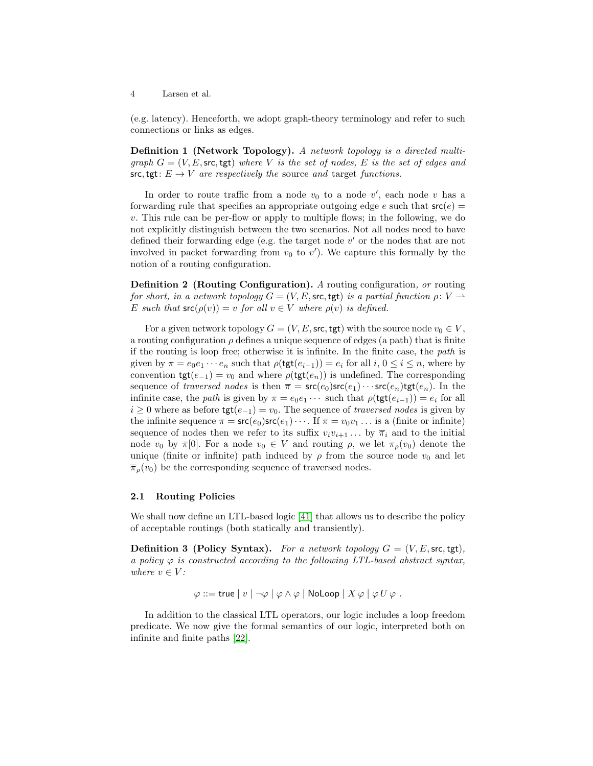(e.g. latency). Henceforth, we adopt graph-theory terminology and refer to such connections or links as edges.

**Definition 1 (Network Topology).** *A network topology is a directed multigraph $G = (V, E, \mathsf{src}, \mathsf{tgt})$ where $V$ is the set of nodes, $E$ is the set of edges and $\mathsf{src}, \mathsf{tgt} \colon E \to V$ are respectively the* source *and* target *functions.*

In order to route traffic from a node $v_0$ to a node $v'$, each node $v$ has a forwarding rule that specifies an appropriate outgoing edge $e$ such that $\mathsf{src}(e) = v$. This rule can be per-flow or apply to multiple flows; in the following, we do not explicitly distinguish between the two scenarios. Not all nodes need to have defined their forwarding edge (e.g. the target node $v'$ or the nodes that are not involved in packet forwarding from $v_0$ to $v'$). We capture this formally by the notion of a routing configuration.

**Definition 2 (Routing Configuration).** *A* routing configuration*, or* routing *for short, in a network topology $G = (V, E, \mathsf{src}, \mathsf{tgt})$ is a partial function $\rho \colon V \rightharpoonup E$ such that $\mathsf{src}(\rho(v)) = v$ for all $v \in V$ where $\rho(v)$ is defined.*

For a given network topology $G = (V, E, \mathsf{src}, \mathsf{tgt})$ with the source node $v_0 \in V$, a routing configuration $\rho$ defines a unique sequence of edges (a path) that is finite if the routing is loop free; otherwise it is infinite. In the finite case, the *path* is given by $\pi = e_0 e_1 \cdots e_n$ such that $\rho(\mathsf{tgt}(e_{i-1})) = e_i$ for all $i$, $0 \leq i \leq n$, where by convention $\mathsf{tgt}(e_{-1}) = v_0$ and where $\rho(\mathsf{tgt}(e_n))$ is undefined. The corresponding sequence of *traversed nodes* is then $\overline{\pi} = \mathsf{src}(e_0)\mathsf{src}(e_1) \cdots \mathsf{src}(e_n)\mathsf{tgt}(e_n)$. In the infinite case, the *path* is given by $\pi = e_0 e_1 \cdots$ such that $\rho(\mathsf{tgt}(e_{i-1})) = e_i$ for all $i \geq 0$ where as before $\mathsf{tgt}(e_{-1}) = v_0$. The sequence of *traversed nodes* is given by the infinite sequence $\overline{\pi} = \mathsf{src}(e_0)\mathsf{src}(e_1) \cdots$. If $\overline{\pi} = v_0 v_1 \ldots$ is a (finite or infinite) sequence of nodes then we refer to its suffix $v_i v_{i+1} \ldots$ by $\overline{\pi}_i$ and to the initial node $v_0$ by $\overline{\pi}[0]$. For a node $v_0 \in V$ and routing $\rho$, we let $\pi_\rho(v_0)$ denote the unique (finite or infinite) path induced by $\rho$ from the source node $v_0$ and let $\overline{\pi}_\rho(v_0)$ be the corresponding sequence of traversed nodes.

### 2.1 Routing Policies

We shall now define an LTL-based logic [41] that allows us to describe the policy of acceptable routings (both statically and transiently).

**Definition 3 (Policy Syntax).** *For a network topology $G = (V, E, \mathsf{src}, \mathsf{tgt})$, a policy $\varphi$ is constructed according to the following LTL-based abstract syntax, where $v \in V$:*

$$\varphi ::= \mathsf{true} \mid v \mid \neg\varphi \mid \varphi \wedge \varphi \mid \mathsf{NoLoop} \mid X\,\varphi \mid \varphi\, U\, \varphi\ .$$

In addition to the classical LTL operators, our logic includes a loop freedom predicate. We now give the formal semantics of our logic, interpreted both on infinite and finite paths [22].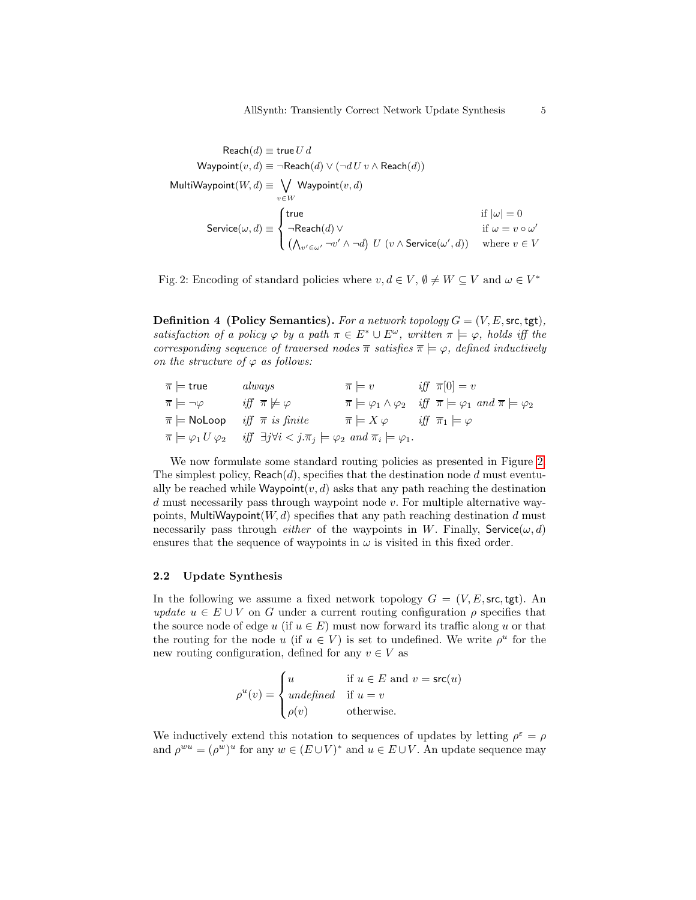$$
\begin{aligned}
\mathsf{Reach}(d) &\equiv \mathsf{true}\, U\, d \\
\mathsf{Waypoint}(v,d) &\equiv \neg\mathsf{Reach}(d) \vee (\neg d\, U\, v \wedge \mathsf{Reach}(d)) \\
\mathsf{MultiWaypoint}(W,d) &\equiv \bigvee_{v \in W} \mathsf{Waypoint}(v,d) \\
\mathsf{Service}(\omega,d) &\equiv \begin{cases} \mathsf{true} & \text{if } |\omega| = 0 \\ \neg\mathsf{Reach}(d) \vee & \text{if } \omega = v \circ \omega' \\ \left(\bigwedge_{v' \in \omega'} \neg v' \wedge \neg d\right)\; U\; (v \wedge \mathsf{Service}(\omega', d)) & \text{where } v \in V \end{cases}
\end{aligned}
$$

Fig. 2: Encoding of standard policies where $v, d \in V$, $\emptyset \neq W \subseteq V$ and $\omega \in V^*$

**Definition 4 (Policy Semantics).** *For a network topology $G = (V, E, \mathsf{src}, \mathsf{tgt})$, satisfaction of a policy $\varphi$ by a path $\pi \in E^* \cup E^\omega$, written $\pi \models \varphi$, holds iff the corresponding sequence of traversed nodes $\overline{\pi}$ satisfies $\overline{\pi} \models \varphi$, defined inductively on the structure of $\varphi$ as follows:*

| | | | |
|---|---|---|---|
| $\overline{\pi} \models \mathsf{true}$ | *always* | $\overline{\pi} \models v$ | *iff* $\overline{\pi}[0] = v$ |
| $\overline{\pi} \models \neg\varphi$ | *iff* $\overline{\pi} \not\models \varphi$ | $\overline{\pi} \models \varphi_1 \wedge \varphi_2$ | *iff* $\overline{\pi} \models \varphi_1$ *and* $\overline{\pi} \models \varphi_2$ |
| $\overline{\pi} \models \mathsf{NoLoop}$ | *iff* $\overline{\pi}$ *is finite* | $\overline{\pi} \models X\,\varphi$ | *iff* $\overline{\pi}_1 \models \varphi$ |
| $\overline{\pi} \models \varphi_1\, U\, \varphi_2$ | *iff* $\exists j \forall i < j. \overline{\pi}_j \models \varphi_2$ *and* $\overline{\pi}_i \models \varphi_1$. | | |

We now formulate some standard routing policies as presented in Figure 2. The simplest policy, $\mathsf{Reach}(d)$, specifies that the destination node $d$ must eventually be reached while $\mathsf{Waypoint}(v, d)$ asks that any path reaching the destination $d$ must necessarily pass through waypoint node $v$. For multiple alternative waypoints, $\mathsf{MultiWaypoint}(W, d)$ specifies that any path reaching destination $d$ must necessarily pass through *either* of the waypoints in $W$. Finally, $\mathsf{Service}(\omega, d)$ ensures that the sequence of waypoints in $\omega$ is visited in this fixed order.

### 2.2 Update Synthesis

In the following we assume a fixed network topology $G = (V, E, \mathsf{src}, \mathsf{tgt})$. An *update* $u \in E \cup V$ on $G$ under a current routing configuration $\rho$ specifies that the source node of edge $u$ (if $u \in E$) must now forward its traffic along $u$ or that the routing for the node $u$ (if $u \in V$) is set to undefined. We write $\rho^u$ for the new routing configuration, defined for any $v \in V$ as

$$
\rho^u(v) = \begin{cases} u & \text{if } u \in E \text{ and } v = \mathsf{src}(u) \\ \textit{undefined} & \text{if } u = v \\ \rho(v) & \text{otherwise.} \end{cases}
$$

We inductively extend this notation to sequences of updates by letting $\rho^\varepsilon = \rho$ and $\rho^{wu} = (\rho^w)^u$ for any $w \in (E \cup V)^*$ and $u \in E \cup V$. An update sequence may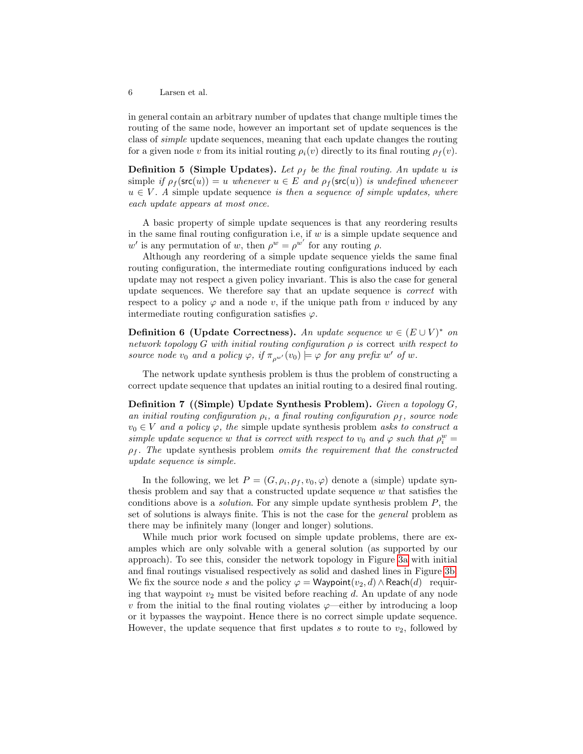in general contain an arbitrary number of updates that change multiple times the routing of the same node, however an important set of update sequences is the class of *simple* update sequences, meaning that each update changes the routing for a given node $v$ from its initial routing $\rho_i(v)$ directly to its final routing $\rho_f(v)$.

**Definition 5 (Simple Updates).** *Let $\rho_f$ be the final routing. An update $u$ is* simple *if $\rho_f(\mathsf{src}(u)) = u$ whenever $u \in E$ and $\rho_f(\mathsf{src}(u))$ is undefined whenever $u \in V$. A* simple update sequence *is then a sequence of simple updates, where each update appears at most once.*

A basic property of simple update sequences is that any reordering results in the same final routing configuration i.e, if $w$ is a simple update sequence and $w'$ is any permutation of $w$, then $\rho^w = \rho^{w'}$ for any routing $\rho$.

Although any reordering of a simple update sequence yields the same final routing configuration, the intermediate routing configurations induced by each update may not respect a given policy invariant. This is also the case for general update sequences. We therefore say that an update sequence is *correct* with respect to a policy $\varphi$ and a node $v$, if the unique path from $v$ induced by any intermediate routing configuration satisfies $\varphi$.

**Definition 6 (Update Correctness).** *An update sequence $w \in (E \cup V)^*$ on network topology $G$ with initial routing configuration $\rho$ is* correct *with respect to source node $v_0$ and a policy $\varphi$, if $\pi_{\rho^{w'}}(v_0) \models \varphi$ for any prefix $w'$ of $w$.*

The network update synthesis problem is thus the problem of constructing a correct update sequence that updates an initial routing to a desired final routing.

**Definition 7 ((Simple) Update Synthesis Problem).** *Given a topology $G$, an initial routing configuration $\rho_i$, a final routing configuration $\rho_f$, source node $v_0 \in V$ and a policy $\varphi$, the* simple update synthesis problem *asks to construct a simple update sequence $w$ that is correct with respect to $v_0$ and $\varphi$ such that $\rho_i^w = \rho_f$. The* update synthesis problem *omits the requirement that the constructed update sequence is simple.*

In the following, we let $P = (G, \rho_i, \rho_f, v_0, \varphi)$ denote a (simple) update synthesis problem and say that a constructed update sequence $w$ that satisfies the conditions above is a *solution*. For any simple update synthesis problem $P$, the set of solutions is always finite. This is not the case for the *general* problem as there may be infinitely many (longer and longer) solutions.

While much prior work focused on simple update problems, there are examples which are only solvable with a general solution (as supported by our approach). To see this, consider the network topology in Figure 3a with initial and final routings visualised respectively as solid and dashed lines in Figure 3b. We fix the source node $s$ and the policy $\varphi = \mathsf{Waypoint}(v_2, d) \wedge \mathsf{Reach}(d)$ requiring that waypoint $v_2$ must be visited before reaching $d$. An update of any node $v$ from the initial to the final routing violates $\varphi$—either by introducing a loop or it bypasses the waypoint. Hence there is no correct simple update sequence. However, the update sequence that first updates $s$ to route to $v_2$, followed by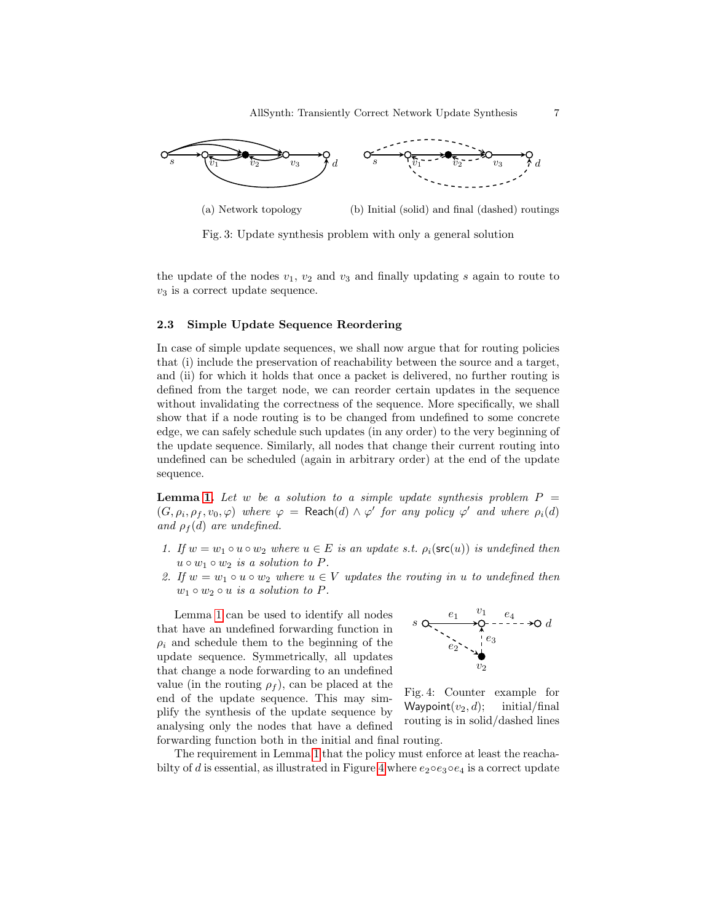(a) Network topology

(b) Initial (solid) and final (dashed) routings

Fig. 3: Update synthesis problem with only a general solution

the update of the nodes $v_1$, $v_2$ and $v_3$ and finally updating $s$ again to route to $v_3$ is a correct update sequence.

### 2.3 Simple Update Sequence Reordering

In case of simple update sequences, we shall now argue that for routing policies that (i) include the preservation of reachability between the source and a target, and (ii) for which it holds that once a packet is delivered, no further routing is defined from the target node, we can reorder certain updates in the sequence without invalidating the correctness of the sequence. More specifically, we shall show that if a node routing is to be changed from undefined to some concrete edge, we can safely schedule such updates (in any order) to the very beginning of the update sequence. Similarly, all nodes that change their current routing into undefined can be scheduled (again in arbitrary order) at the end of the update sequence.

**Lemma 1.** *Let $w$ be a solution to a simple update synthesis problem $P = (G, \rho_i, \rho_f, v_0, \varphi)$ where $\varphi = \mathsf{Reach}(d) \wedge \varphi'$ for any policy $\varphi'$ and where $\rho_i(d)$ and $\rho_f(d)$ are undefined.*

1. *If $w = w_1 \circ u \circ w_2$ where $u \in E$ is an update s.t. $\rho_i(\mathsf{src}(u))$ is undefined then $u \circ w_1 \circ w_2$ is a solution to $P$.*
2. *If $w = w_1 \circ u \circ w_2$ where $u \in V$ updates the routing in $u$ to undefined then $w_1 \circ w_2 \circ u$ is a solution to $P$.*

Lemma 1 can be used to identify all nodes that have an undefined forwarding function in $\rho_i$ and schedule them to the beginning of the update sequence. Symmetrically, all updates that change a node forwarding to an undefined value (in the routing $\rho_f$), can be placed at the end of the update sequence. This may simplify the synthesis of the update sequence by analysing only the nodes that have a defined forwarding function both in the initial and final routing.

Fig. 4: Counter example for $\mathsf{Waypoint}(v_2, d)$; initial/final routing is in solid/dashed lines

The requirement in Lemma 1 that the policy must enforce at least the reachabilty of $d$ is essential, as illustrated in Figure 4 where $e_2 \circ e_3 \circ e_4$ is a correct update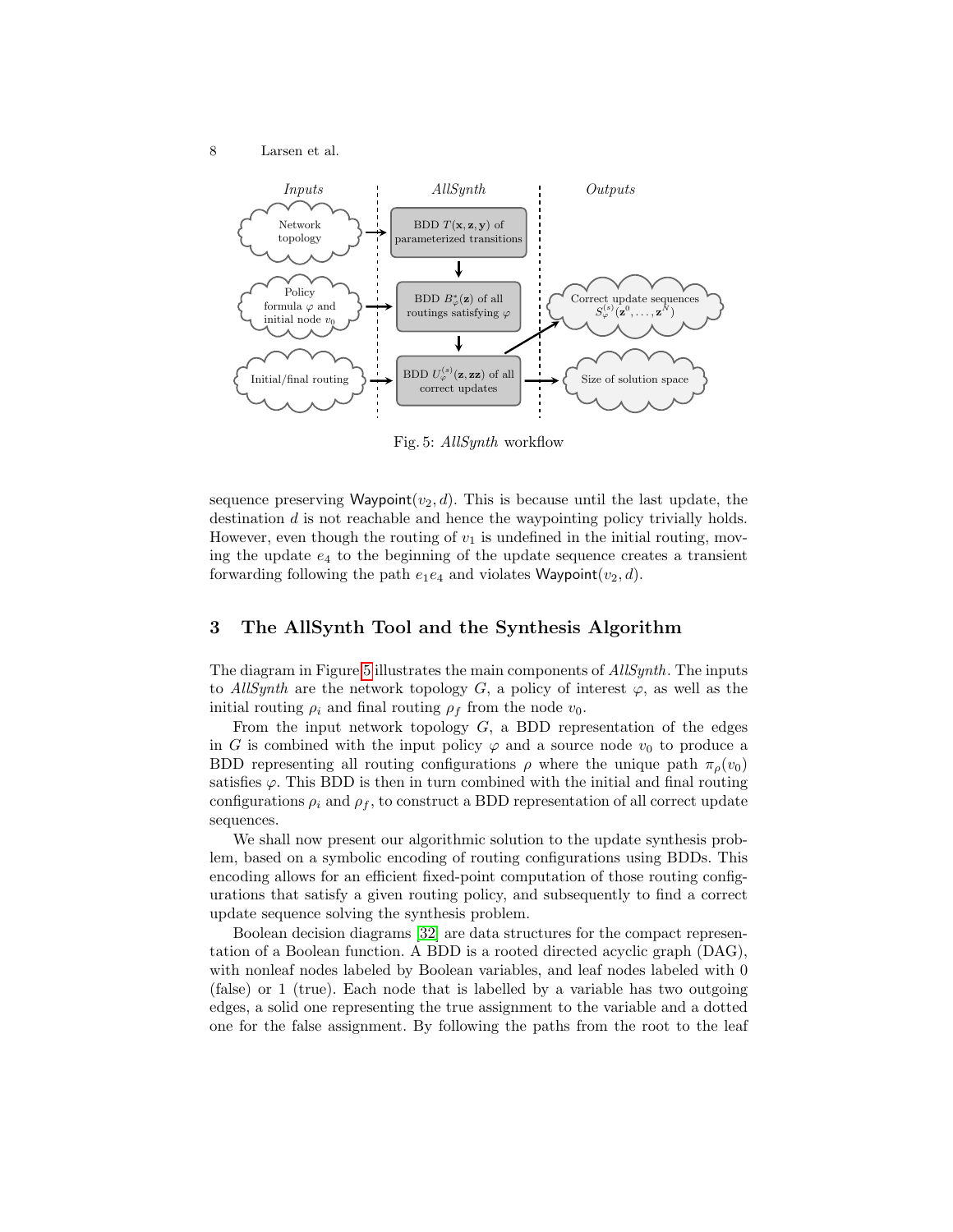Fig. 5: *AllSynth* workflow

sequence preserving $\mathsf{Waypoint}(v_2, d)$. This is because until the last update, the destination $d$ is not reachable and hence the waypointing policy trivially holds. However, even though the routing of $v_1$ is undefined in the initial routing, moving the update $e_4$ to the beginning of the update sequence creates a transient forwarding following the path $e_1e_4$ and violates $\mathsf{Waypoint}(v_2, d)$.

## 3 The AllSynth Tool and the Synthesis Algorithm

The diagram in Figure 5 illustrates the main components of *AllSynth*. The inputs to *AllSynth* are the network topology $G$, a policy of interest $\varphi$, as well as the initial routing $\rho_i$ and final routing $\rho_f$ from the node $v_0$.

From the input network topology $G$, a BDD representation of the edges in $G$ is combined with the input policy $\varphi$ and a source node $v_0$ to produce a BDD representing all routing configurations $\rho$ where the unique path $\pi_\rho(v_0)$ satisfies $\varphi$. This BDD is then in turn combined with the initial and final routing configurations $\rho_i$ and $\rho_f$, to construct a BDD representation of all correct update sequences.

We shall now present our algorithmic solution to the update synthesis problem, based on a symbolic encoding of routing configurations using BDDs. This encoding allows for an efficient fixed-point computation of those routing configurations that satisfy a given routing policy, and subsequently to find a correct update sequence solving the synthesis problem.

Boolean decision diagrams [32] are data structures for the compact representation of a Boolean function. A BDD is a rooted directed acyclic graph (DAG), with nonleaf nodes labeled by Boolean variables, and leaf nodes labeled with 0 (false) or 1 (true). Each node that is labelled by a variable has two outgoing edges, a solid one representing the true assignment to the variable and a dotted one for the false assignment. By following the paths from the root to the leaf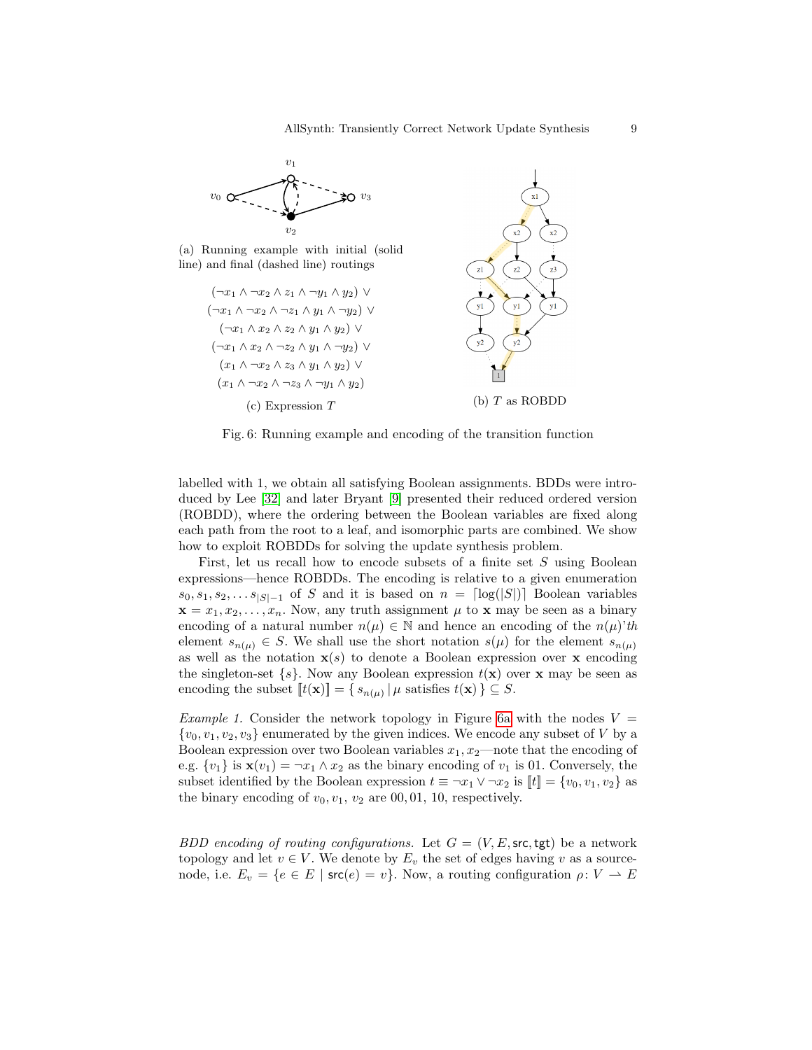(a) Running example with initial (solid line) and final (dashed line) routings

$$(\neg x_1 \wedge \neg x_2 \wedge z_1 \wedge \neg y_1 \wedge y_2) \vee$$
$$(\neg x_1 \wedge \neg x_2 \wedge \neg z_1 \wedge y_1 \wedge \neg y_2) \vee$$
$$(\neg x_1 \wedge x_2 \wedge z_2 \wedge y_1 \wedge y_2) \vee$$
$$(\neg x_1 \wedge x_2 \wedge \neg z_2 \wedge y_1 \wedge \neg y_2) \vee$$
$$(x_1 \wedge \neg x_2 \wedge z_3 \wedge y_1 \wedge y_2) \vee$$
$$(x_1 \wedge \neg x_2 \wedge \neg z_3 \wedge \neg y_1 \wedge y_2)$$

(c) Expression $T$

(b) $T$ as ROBDD

Fig. 6: Running example and encoding of the transition function

labelled with 1, we obtain all satisfying Boolean assignments. BDDs were introduced by Lee [32] and later Bryant [9] presented their reduced ordered version (ROBDD), where the ordering between the Boolean variables are fixed along each path from the root to a leaf, and isomorphic parts are combined. We show how to exploit ROBDDs for solving the update synthesis problem.

First, let us recall how to encode subsets of a finite set $S$ using Boolean expressions—hence ROBDDs. The encoding is relative to a given enumeration $s_0, s_1, s_2, \ldots s_{|S|-1}$ of $S$ and it is based on $n = \lceil \log(|S|) \rceil$ Boolean variables $\mathbf{x} = x_1, x_2, \ldots, x_n$. Now, any truth assignment $\mu$ to $\mathbf{x}$ may be seen as a binary encoding of a natural number $n(\mu) \in \mathbb{N}$ and hence an encoding of the $n(\mu)$'*th* element $s_{n(\mu)} \in S$. We shall use the short notation $s(\mu)$ for the element $s_{n(\mu)}$ as well as the notation $\mathbf{x}(s)$ to denote a Boolean expression over $\mathbf{x}$ encoding the singleton-set $\{s\}$. Now any Boolean expression $t(\mathbf{x})$ over $\mathbf{x}$ may be seen as encoding the subset $[\![t(\mathbf{x})]\!] = \{\, s_{n(\mu)} \mid \mu \text{ satisfies } t(\mathbf{x}) \,\} \subseteq S$.

*Example 1.* Consider the network topology in Figure 6a with the nodes $V = \{v_0, v_1, v_2, v_3\}$ enumerated by the given indices. We encode any subset of $V$ by a Boolean expression over two Boolean variables $x_1, x_2$—note that the encoding of e.g. $\{v_1\}$ is $\mathbf{x}(v_1) = \neg x_1 \wedge x_2$ as the binary encoding of $v_1$ is 01. Conversely, the subset identified by the Boolean expression $t \equiv \neg x_1 \vee \neg x_2$ is $[\![t]\!] = \{v_0, v_1, v_2\}$ as the binary encoding of $v_0, v_1, v_2$ are 00, 01, 10, respectively.

*BDD encoding of routing configurations.* Let $G = (V, E, \mathsf{src}, \mathsf{tgt})$ be a network topology and let $v \in V$. We denote by $E_v$ the set of edges having $v$ as a source-node, i.e. $E_v = \{e \in E \mid \mathsf{src}(e) = v\}$. Now, a routing configuration $\rho\colon V \rightharpoonup E$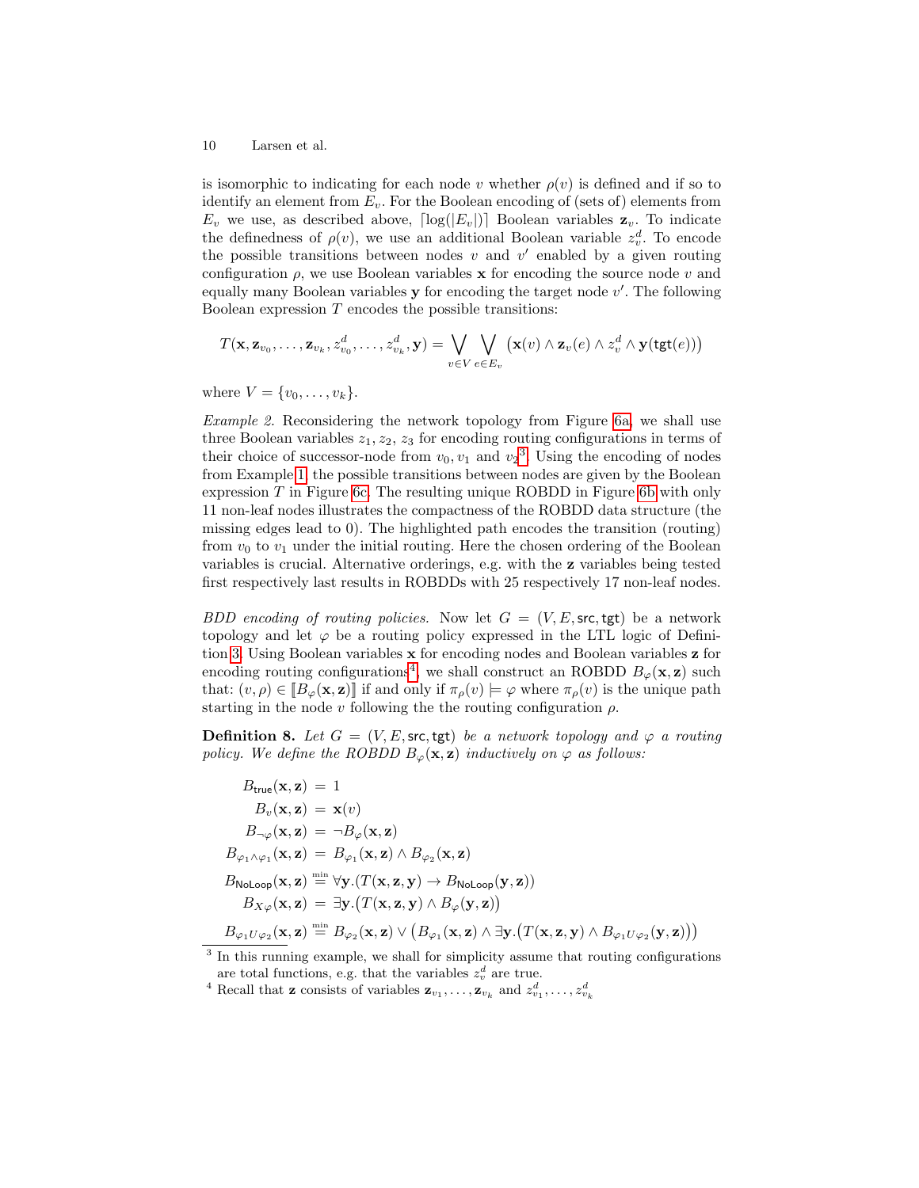is isomorphic to indicating for each node $v$ whether $\rho(v)$ is defined and if so to identify an element from $E_v$. For the Boolean encoding of (sets of) elements from $E_v$ we use, as described above, $\lceil \log(|E_v|) \rceil$ Boolean variables $\mathbf{z}_v$. To indicate the definedness of $\rho(v)$, we use an additional Boolean variable $z_v^d$. To encode the possible transitions between nodes $v$ and $v'$ enabled by a given routing configuration $\rho$, we use Boolean variables $\mathbf{x}$ for encoding the source node $v$ and equally many Boolean variables $\mathbf{y}$ for encoding the target node $v'$. The following Boolean expression $T$ encodes the possible transitions:

$$T(\mathbf{x}, \mathbf{z}_{v_0}, \ldots, \mathbf{z}_{v_k}, z_{v_0}^d, \ldots, z_{v_k}^d, \mathbf{y}) = \bigvee_{v \in V} \bigvee_{e \in E_v} \left( \mathbf{x}(v) \wedge \mathbf{z}_v(e) \wedge z_v^d \wedge \mathbf{y}(\mathsf{tgt}(e)) \right)$$

where $V = \{v_0, \ldots, v_k\}$.

*Example 2.* Reconsidering the network topology from Figure 6a, we shall use three Boolean variables $z_1, z_2, z_3$ for encoding routing configurations in terms of their choice of successor-node from $v_0, v_1$ and $v_2$[3]. Using the encoding of nodes from Example 1, the possible transitions between nodes are given by the Boolean expression $T$ in Figure 6c. The resulting unique ROBDD in Figure 6b with only 11 non-leaf nodes illustrates the compactness of the ROBDD data structure (the missing edges lead to 0). The highlighted path encodes the transition (routing) from $v_0$ to $v_1$ under the initial routing. Here the chosen ordering of the Boolean variables is crucial. Alternative orderings, e.g. with the $\mathbf{z}$ variables being tested first respectively last results in ROBDDs with 25 respectively 17 non-leaf nodes.

*BDD encoding of routing policies.* Now let $G = (V, E, \mathsf{src}, \mathsf{tgt})$ be a network topology and let $\varphi$ be a routing policy expressed in the LTL logic of Definition 3. Using Boolean variables $\mathbf{x}$ for encoding nodes and Boolean variables $\mathbf{z}$ for encoding routing configurations[4], we shall construct an ROBDD $B_\varphi(\mathbf{x}, \mathbf{z})$ such that: $(v, \rho) \in [\![B_\varphi(\mathbf{x}, \mathbf{z})]\!]$ if and only if $\pi_\rho(v) \models \varphi$ where $\pi_\rho(v)$ is the unique path starting in the node $v$ following the the routing configuration $\rho$.

**Definition 8.** *Let $G = (V, E, \mathsf{src}, \mathsf{tgt})$ be a network topology and $\varphi$ a routing policy. We define the ROBDD $B_\varphi(\mathbf{x}, \mathbf{z})$ inductively on $\varphi$ as follows:*

$$\begin{aligned}
B_{\mathsf{true}}(\mathbf{x}, \mathbf{z}) &= 1 \\
B_v(\mathbf{x}, \mathbf{z}) &= \mathbf{x}(v) \\
B_{\neg\varphi}(\mathbf{x}, \mathbf{z}) &= \neg B_\varphi(\mathbf{x}, \mathbf{z}) \\
B_{\varphi_1 \wedge \varphi_1}(\mathbf{x}, \mathbf{z}) &= B_{\varphi_1}(\mathbf{x}, \mathbf{z}) \wedge B_{\varphi_2}(\mathbf{x}, \mathbf{z}) \\
B_{\mathsf{NoLoop}}(\mathbf{x}, \mathbf{z}) &\overset{\min}{=} \forall \mathbf{y}.(T(\mathbf{x}, \mathbf{z}, \mathbf{y}) \rightarrow B_{\mathsf{NoLoop}}(\mathbf{y}, \mathbf{z})) \\
B_{X\varphi}(\mathbf{x}, \mathbf{z}) &= \exists \mathbf{y}.\big(T(\mathbf{x}, \mathbf{z}, \mathbf{y}) \wedge B_\varphi(\mathbf{y}, \mathbf{z})\big) \\
B_{\varphi_1 U \varphi_2}(\mathbf{x}, \mathbf{z}) &\overset{\min}{=} B_{\varphi_2}(\mathbf{x}, \mathbf{z}) \vee \big(B_{\varphi_1}(\mathbf{x}, \mathbf{z}) \wedge \exists \mathbf{y}.\big(T(\mathbf{x}, \mathbf{z}, \mathbf{y}) \wedge B_{\varphi_1 U \varphi_2}(\mathbf{y}, \mathbf{z})\big)\big)
\end{aligned}$$

---

[3] In this running example, we shall for simplicity assume that routing configurations are total functions, e.g. that the variables $z_v^d$ are true.

[4] Recall that $\mathbf{z}$ consists of variables $\mathbf{z}_{v_1}, \ldots, \mathbf{z}_{v_k}$ and $z_{v_1}^d, \ldots, z_{v_k}^d$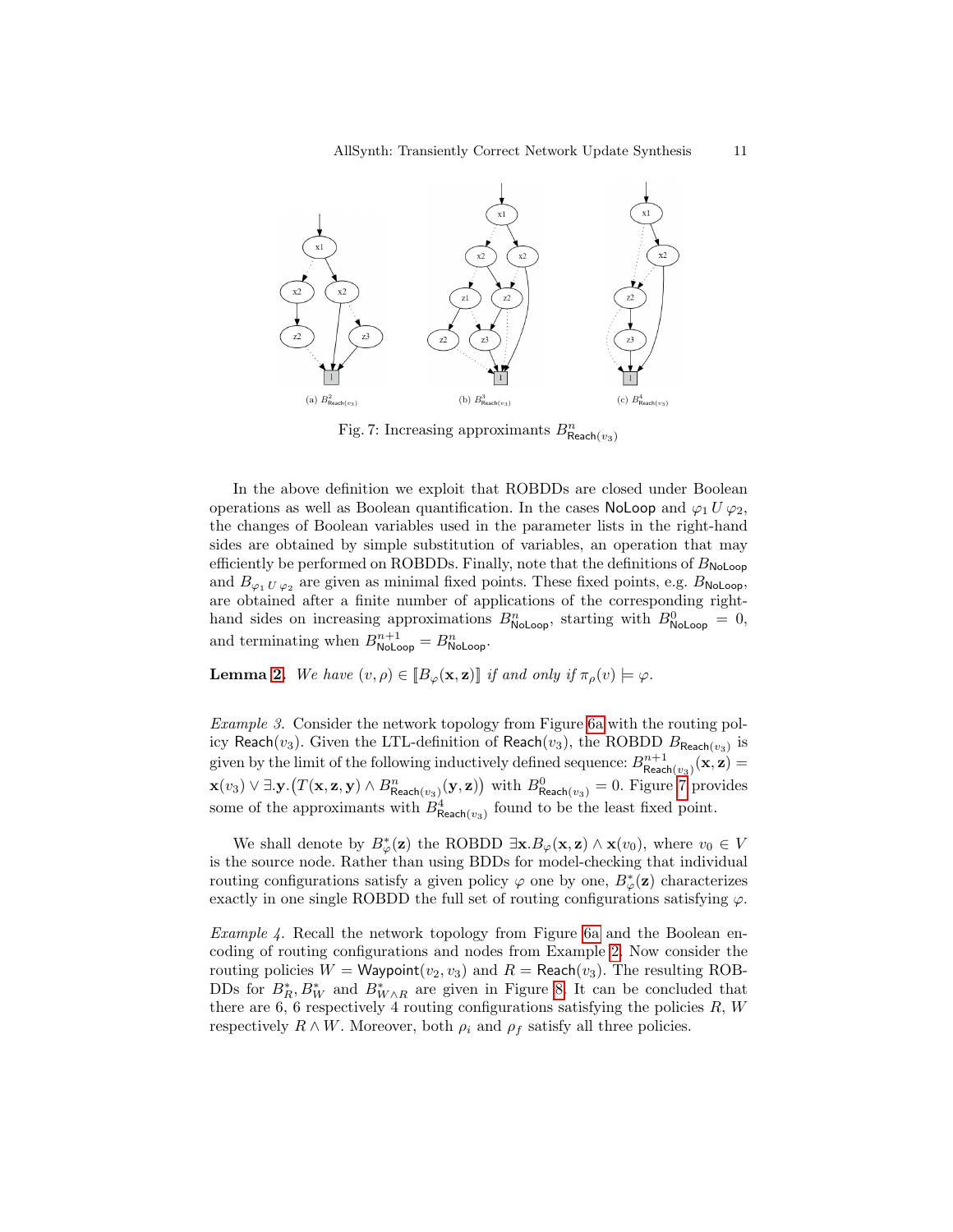(a) $B^2_{\mathsf{Reach}(v_3)}$

(b) $B^3_{\mathsf{Reach}(v_3)}$

(c) $B^4_{\mathsf{Reach}(v_3)}$

Fig. 7: Increasing approximants $B^n_{\mathsf{Reach}(v_3)}$

In the above definition we exploit that ROBDDs are closed under Boolean operations as well as Boolean quantification. In the cases $\mathsf{NoLoop}$ and $\varphi_1\, U\, \varphi_2$, the changes of Boolean variables used in the parameter lists in the right-hand sides are obtained by simple substitution of variables, an operation that may efficiently be performed on ROBDDs. Finally, note that the definitions of $B_{\mathsf{NoLoop}}$ and $B_{\varphi_1\, U\, \varphi_2}$ are given as minimal fixed points. These fixed points, e.g. $B_{\mathsf{NoLoop}}$, are obtained after a finite number of applications of the corresponding right-hand sides on increasing approximations $B^n_{\mathsf{NoLoop}}$, starting with $B^0_{\mathsf{NoLoop}} = 0$, and terminating when $B^{n+1}_{\mathsf{NoLoop}} = B^n_{\mathsf{NoLoop}}$.

**Lemma 2.** *We have $(v, \rho) \in [\![B_\varphi(\mathbf{x}, \mathbf{z})]\!]$ if and only if $\pi_\rho(v) \models \varphi$.*

*Example 3.* Consider the network topology from Figure 6a with the routing policy $\mathsf{Reach}(v_3)$. Given the LTL-definition of $\mathsf{Reach}(v_3)$, the ROBDD $B_{\mathsf{Reach}(v_3)}$ is given by the limit of the following inductively defined sequence: $B^{n+1}_{\mathsf{Reach}(v_3)}(\mathbf{x}, \mathbf{z}) = \mathbf{x}(v_3) \vee \exists.\mathbf{y}.\big(T(\mathbf{x}, \mathbf{z}, \mathbf{y}) \wedge B^n_{\mathsf{Reach}(v_3)}(\mathbf{y}, \mathbf{z})\big)$ with $B^0_{\mathsf{Reach}(v_3)} = 0$. Figure 7 provides some of the approximants with $B^4_{\mathsf{Reach}(v_3)}$ found to be the least fixed point.

We shall denote by $B^*_\varphi(\mathbf{z})$ the ROBDD $\exists \mathbf{x}.B_\varphi(\mathbf{x}, \mathbf{z}) \wedge \mathbf{x}(v_0)$, where $v_0 \in V$ is the source node. Rather than using BDDs for model-checking that individual routing configurations satisfy a given policy $\varphi$ one by one, $B^*_\varphi(\mathbf{z})$ characterizes exactly in one single ROBDD the full set of routing configurations satisfying $\varphi$.

*Example 4.* Recall the network topology from Figure 6a and the Boolean encoding of routing configurations and nodes from Example 2. Now consider the routing policies $W = \mathsf{Waypoint}(v_2, v_3)$ and $R = \mathsf{Reach}(v_3)$. The resulting ROBDDs for $B^*_R, B^*_W$ and $B^*_{W \wedge R}$ are given in Figure 8. It can be concluded that there are 6, 6 respectively 4 routing configurations satisfying the policies $R$, $W$ respectively $R \wedge W$. Moreover, both $\rho_i$ and $\rho_f$ satisfy all three policies.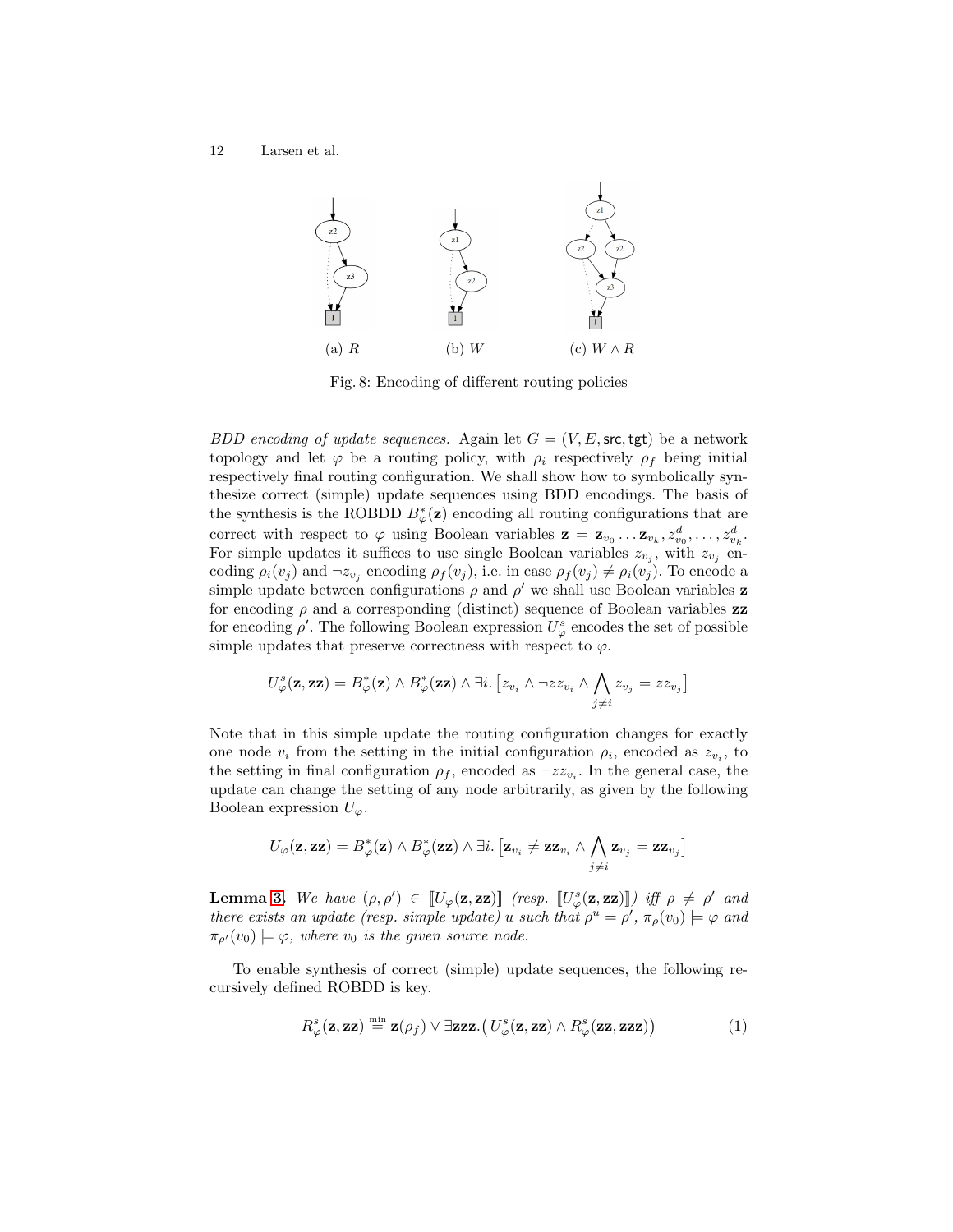(a) $R$ (b) $W$ (c) $W \wedge R$

Fig. 8: Encoding of different routing policies

*BDD encoding of update sequences.* Again let $G = (V, E, \mathsf{src}, \mathsf{tgt})$ be a network topology and let $\varphi$ be a routing policy, with $\rho_i$ respectively $\rho_f$ being initial respectively final routing configuration. We shall show how to symbolically synthesize correct (simple) update sequences using BDD encodings. The basis of the synthesis is the ROBDD $B^*_\varphi(\mathbf{z})$ encoding all routing configurations that are correct with respect to $\varphi$ using Boolean variables $\mathbf{z} = \mathbf{z}_{v_0} \ldots \mathbf{z}_{v_k}, z^d_{v_0}, \ldots, z^d_{v_k}$. For simple updates it suffices to use single Boolean variables $z_{v_j}$, with $z_{v_j}$ encoding $\rho_i(v_j)$ and $\neg z_{v_j}$ encoding $\rho_f(v_j)$, i.e. in case $\rho_f(v_j) \neq \rho_i(v_j)$. To encode a simple update between configurations $\rho$ and $\rho'$ we shall use Boolean variables $\mathbf{z}$ for encoding $\rho$ and a corresponding (distinct) sequence of Boolean variables $\mathbf{zz}$ for encoding $\rho'$. The following Boolean expression $U^s_\varphi$ encodes the set of possible simple updates that preserve correctness with respect to $\varphi$.

$$U^s_\varphi(\mathbf{z}, \mathbf{zz}) = B^*_\varphi(\mathbf{z}) \wedge B^*_\varphi(\mathbf{zz}) \wedge \exists i. \left[ z_{v_i} \wedge \neg zz_{v_i} \wedge \bigwedge_{j \neq i} z_{v_j} = zz_{v_j} \right]$$

Note that in this simple update the routing configuration changes for exactly one node $v_i$ from the setting in the initial configuration $\rho_i$, encoded as $z_{v_i}$, to the setting in final configuration $\rho_f$, encoded as $\neg zz_{v_i}$. In the general case, the update can change the setting of any node arbitrarily, as given by the following Boolean expression $U_\varphi$.

$$U_\varphi(\mathbf{z}, \mathbf{zz}) = B^*_\varphi(\mathbf{z}) \wedge B^*_\varphi(\mathbf{zz}) \wedge \exists i. \left[ \mathbf{z}_{v_i} \neq \mathbf{zz}_{v_i} \wedge \bigwedge_{j \neq i} \mathbf{z}_{v_j} = \mathbf{zz}_{v_j} \right]$$

**Lemma 3.** *We have $(\rho, \rho') \in [\![U_\varphi(\mathbf{z}, \mathbf{zz})]\!]$ (resp. $[\![U^s_\varphi(\mathbf{z}, \mathbf{zz})]\!]$) iff $\rho \neq \rho'$ and there exists an update (resp. simple update) $u$ such that $\rho^u = \rho'$, $\pi_\rho(v_0) \models \varphi$ and $\pi_{\rho'}(v_0) \models \varphi$, where $v_0$ is the given source node.*

To enable synthesis of correct (simple) update sequences, the following recursively defined ROBDD is key.

$$R^s_\varphi(\mathbf{z}, \mathbf{zz}) \stackrel{\min}{=} \mathbf{z}(\rho_f) \vee \exists \mathbf{zzz}. \big( U^s_\varphi(\mathbf{z}, \mathbf{zz}) \wedge R^s_\varphi(\mathbf{zz}, \mathbf{zzz}) \big) \tag{1}$$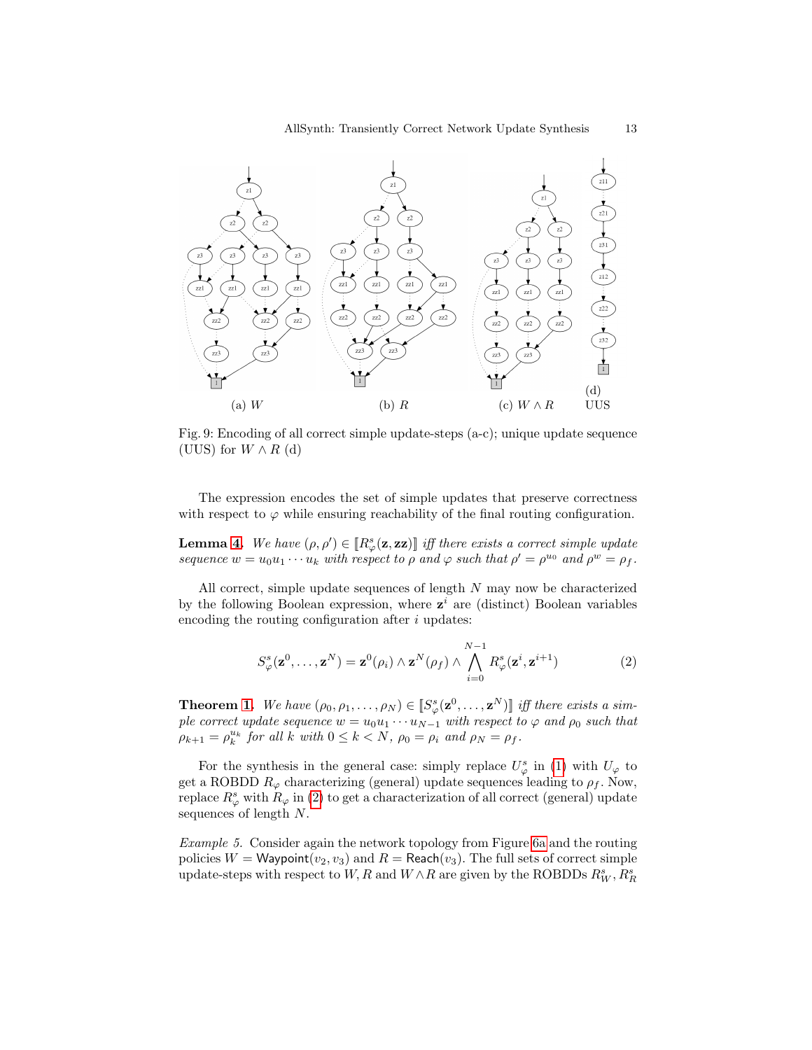Fig. 9: Encoding of all correct simple update-steps (a-c); unique update sequence (UUS) for $W \wedge R$ (d)

(a) $W$ (b) $R$ (c) $W \wedge R$ (d) UUS

The expression encodes the set of simple updates that preserve correctness with respect to $\varphi$ while ensuring reachability of the final routing configuration.

**Lemma 4.** *We have $(\rho, \rho') \in [\![R^s_\varphi(\mathbf{z}, \mathbf{zz})]\!]$ iff there exists a correct simple update sequence $w = u_0 u_1 \cdots u_k$ with respect to $\rho$ and $\varphi$ such that $\rho' = \rho^{u_0}$ and $\rho^w = \rho_f$.*

All correct, simple update sequences of length $N$ may now be characterized by the following Boolean expression, where $\mathbf{z}^i$ are (distinct) Boolean variables encoding the routing configuration after $i$ updates:

$$S^s_\varphi(\mathbf{z}^0, \ldots, \mathbf{z}^N) = \mathbf{z}^0(\rho_i) \wedge \mathbf{z}^N(\rho_f) \wedge \bigwedge_{i=0}^{N-1} R^s_\varphi(\mathbf{z}^i, \mathbf{z}^{i+1}) \tag{2}$$

**Theorem 1.** *We have $(\rho_0, \rho_1, \ldots, \rho_N) \in [\![S^s_\varphi(\mathbf{z}^0, \ldots, \mathbf{z}^N)]\!]$ iff there exists a simple correct update sequence $w = u_0 u_1 \cdots u_{N-1}$ with respect to $\varphi$ and $\rho_0$ such that $\rho_{k+1} = \rho_k^{u_k}$ for all $k$ with $0 \leq k < N$, $\rho_0 = \rho_i$ and $\rho_N = \rho_f$.*

For the synthesis in the general case: simply replace $U^s_\varphi$ in (1) with $U_\varphi$ to get a ROBDD $R_\varphi$ characterizing (general) update sequences leading to $\rho_f$. Now, replace $R^s_\varphi$ with $R_\varphi$ in (2) to get a characterization of all correct (general) update sequences of length $N$.

*Example 5.* Consider again the network topology from Figure 6a and the routing policies $W = \mathsf{Waypoint}(v_2, v_3)$ and $R = \mathsf{Reach}(v_3)$. The full sets of correct simple update-steps with respect to $W, R$ and $W \wedge R$ are given by the ROBDDs $R^s_W, R^s_R$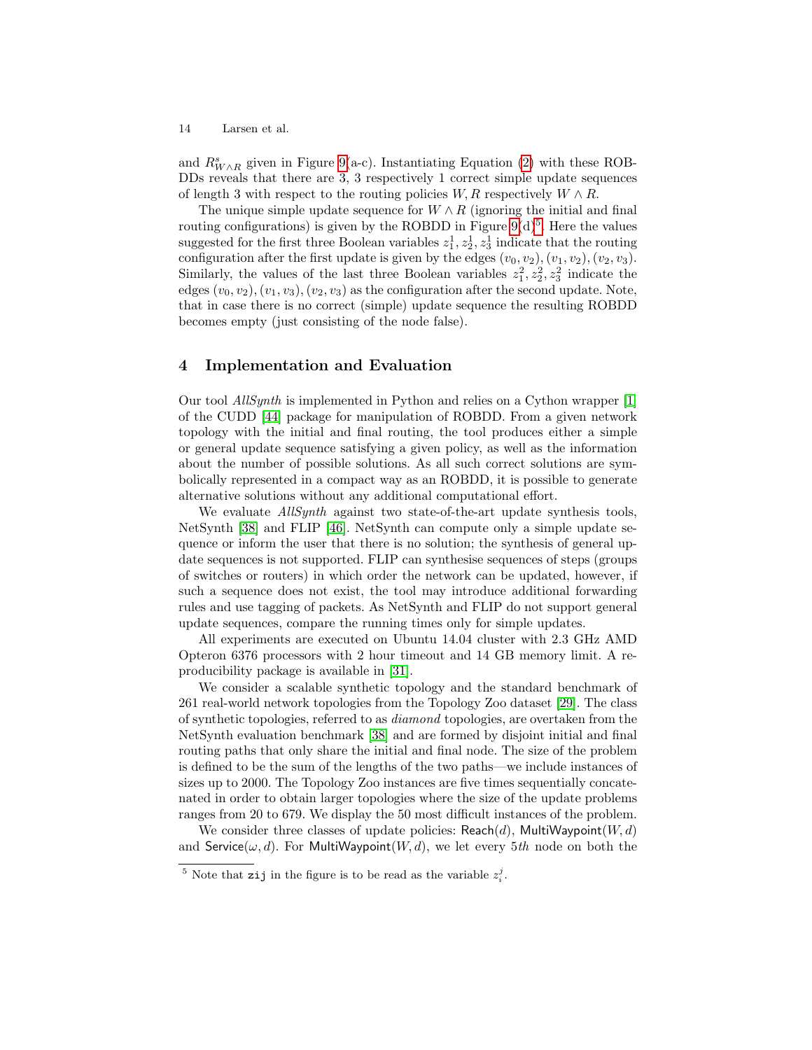and $R^s_{W \wedge R}$ given in Figure 9(a-c). Instantiating Equation (2) with these ROBDDs reveals that there are 3, 3 respectively 1 correct simple update sequences of length 3 with respect to the routing policies $W, R$ respectively $W \wedge R$.

The unique simple update sequence for $W \wedge R$ (ignoring the initial and final routing configurations) is given by the ROBDD in Figure 9(d)[5]. Here the values suggested for the first three Boolean variables $z^1_1, z^1_2, z^1_3$ indicate that the routing configuration after the first update is given by the edges $(v_0, v_2), (v_1, v_2), (v_2, v_3)$. Similarly, the values of the last three Boolean variables $z^2_1, z^2_2, z^2_3$ indicate the edges $(v_0, v_2), (v_1, v_3), (v_2, v_3)$ as the configuration after the second update. Note, that in case there is no correct (simple) update sequence the resulting ROBDD becomes empty (just consisting of the node false).

## 4 Implementation and Evaluation

Our tool *AllSynth* is implemented in Python and relies on a Cython wrapper [1] of the CUDD [44] package for manipulation of ROBDD. From a given network topology with the initial and final routing, the tool produces either a simple or general update sequence satisfying a given policy, as well as the information about the number of possible solutions. As all such correct solutions are symbolically represented in a compact way as an ROBDD, it is possible to generate alternative solutions without any additional computational effort.

We evaluate *AllSynth* against two state-of-the-art update synthesis tools, NetSynth [38] and FLIP [46]. NetSynth can compute only a simple update sequence or inform the user that there is no solution; the synthesis of general update sequences is not supported. FLIP can synthesise sequences of steps (groups of switches or routers) in which order the network can be updated, however, if such a sequence does not exist, the tool may introduce additional forwarding rules and use tagging of packets. As NetSynth and FLIP do not support general update sequences, compare the running times only for simple updates.

All experiments are executed on Ubuntu 14.04 cluster with 2.3 GHz AMD Opteron 6376 processors with 2 hour timeout and 14 GB memory limit. A reproducibility package is available in [31].

We consider a scalable synthetic topology and the standard benchmark of 261 real-world network topologies from the Topology Zoo dataset [29]. The class of synthetic topologies, referred to as *diamond* topologies, are overtaken from the NetSynth evaluation benchmark [38] and are formed by disjoint initial and final routing paths that only share the initial and final node. The size of the problem is defined to be the sum of the lengths of the two paths—we include instances of sizes up to 2000. The Topology Zoo instances are five times sequentially concatenated in order to obtain larger topologies where the size of the update problems ranges from 20 to 679. We display the 50 most difficult instances of the problem.

We consider three classes of update policies: $\mathsf{Reach}(d)$, $\mathsf{MultiWaypoint}(W, d)$ and $\mathsf{Service}(\omega, d)$. For $\mathsf{MultiWaypoint}(W, d)$, we let every $5th$ node on both the

[5] Note that `zij` in the figure is to be read as the variable $z^j_i$.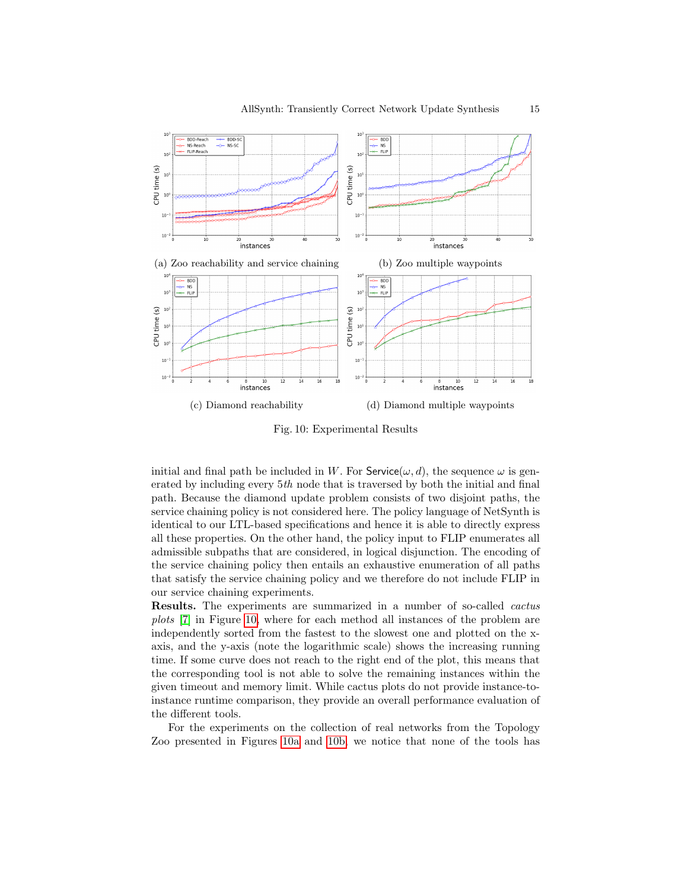(a) Zoo reachability and service chaining

(b) Zoo multiple waypoints

(c) Diamond reachability

(d) Diamond multiple waypoints

Fig. 10: Experimental Results

initial and final path be included in $W$. For Service($\omega, d$), the sequence $\omega$ is generated by including every $5th$ node that is traversed by both the initial and final path. Because the diamond update problem consists of two disjoint paths, the service chaining policy is not considered here. The policy language of NetSynth is identical to our LTL-based specifications and hence it is able to directly express all these properties. On the other hand, the policy input to FLIP enumerates all admissible subpaths that are considered, in logical disjunction. The encoding of the service chaining policy then entails an exhaustive enumeration of all paths that satisfy the service chaining policy and we therefore do not include FLIP in our service chaining experiments.

**Results.** The experiments are summarized in a number of so-called *cactus plots* [7] in Figure 10, where for each method all instances of the problem are independently sorted from the fastest to the slowest one and plotted on the x-axis, and the y-axis (note the logarithmic scale) shows the increasing running time. If some curve does not reach to the right end of the plot, this means that the corresponding tool is not able to solve the remaining instances within the given timeout and memory limit. While cactus plots do not provide instance-to-instance runtime comparison, they provide an overall performance evaluation of the different tools.

For the experiments on the collection of real networks from the Topology Zoo presented in Figures 10a and 10b, we notice that none of the tools has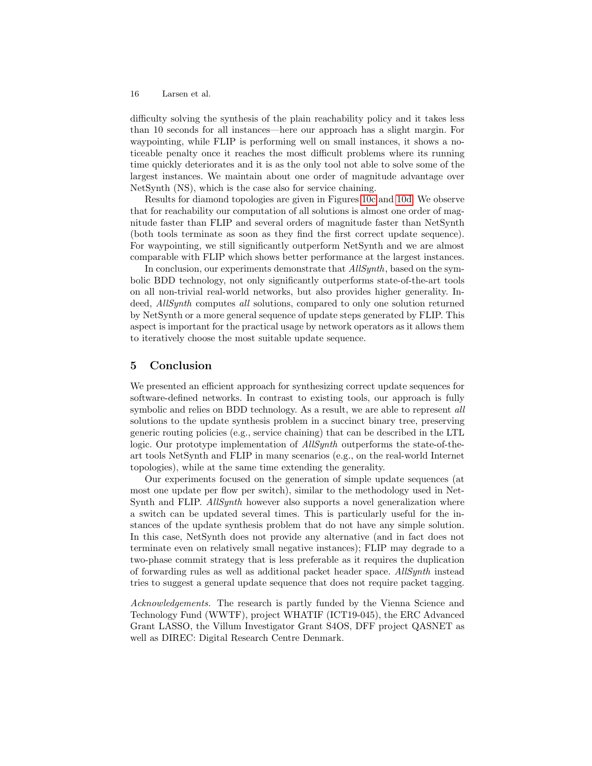difficulty solving the synthesis of the plain reachability policy and it takes less than 10 seconds for all instances—here our approach has a slight margin. For waypointing, while FLIP is performing well on small instances, it shows a noticeable penalty once it reaches the most difficult problems where its running time quickly deteriorates and it is as the only tool not able to solve some of the largest instances. We maintain about one order of magnitude advantage over NetSynth (NS), which is the case also for service chaining.

Results for diamond topologies are given in Figures 10c and 10d. We observe that for reachability our computation of all solutions is almost one order of magnitude faster than FLIP and several orders of magnitude faster than NetSynth (both tools terminate as soon as they find the first correct update sequence). For waypointing, we still significantly outperform NetSynth and we are almost comparable with FLIP which shows better performance at the largest instances.

In conclusion, our experiments demonstrate that *AllSynth*, based on the symbolic BDD technology, not only significantly outperforms state-of-the-art tools on all non-trivial real-world networks, but also provides higher generality. Indeed, *AllSynth* computes *all* solutions, compared to only one solution returned by NetSynth or a more general sequence of update steps generated by FLIP. This aspect is important for the practical usage by network operators as it allows them to iteratively choose the most suitable update sequence.

## 5 Conclusion

We presented an efficient approach for synthesizing correct update sequences for software-defined networks. In contrast to existing tools, our approach is fully symbolic and relies on BDD technology. As a result, we are able to represent *all* solutions to the update synthesis problem in a succinct binary tree, preserving generic routing policies (e.g., service chaining) that can be described in the LTL logic. Our prototype implementation of *AllSynth* outperforms the state-of-the-art tools NetSynth and FLIP in many scenarios (e.g., on the real-world Internet topologies), while at the same time extending the generality.

Our experiments focused on the generation of simple update sequences (at most one update per flow per switch), similar to the methodology used in NetSynth and FLIP. *AllSynth* however also supports a novel generalization where a switch can be updated several times. This is particularly useful for the instances of the update synthesis problem that do not have any simple solution. In this case, NetSynth does not provide any alternative (and in fact does not terminate even on relatively small negative instances); FLIP may degrade to a two-phase commit strategy that is less preferable as it requires the duplication of forwarding rules as well as additional packet header space. *AllSynth* instead tries to suggest a general update sequence that does not require packet tagging.

*Acknowledgements.* The research is partly funded by the Vienna Science and Technology Fund (WWTF), project WHATIF (ICT19-045), the ERC Advanced Grant LASSO, the Villum Investigator Grant S4OS, DFF project QASNET as well as DIREC: Digital Research Centre Denmark.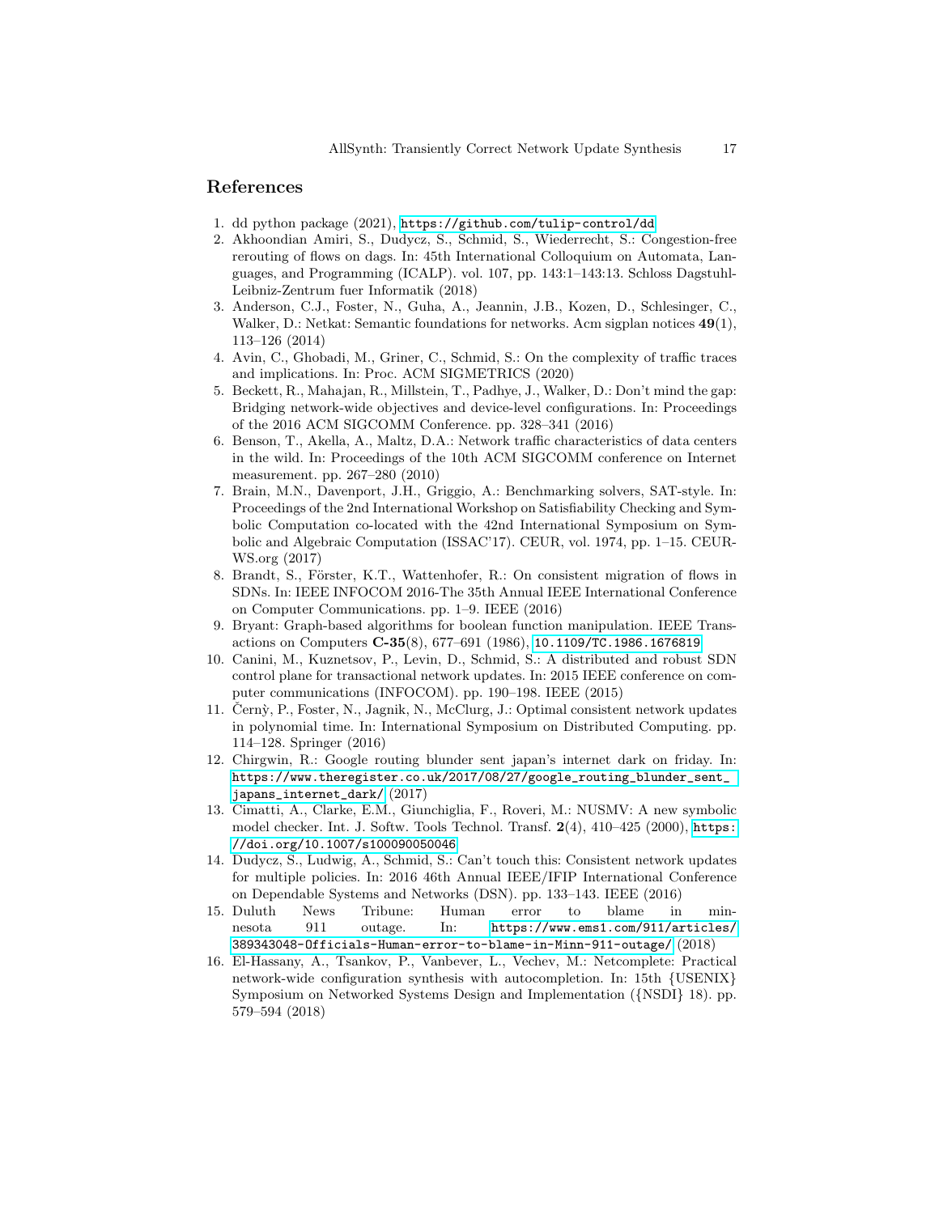## References

1. dd python package (2021), https://github.com/tulip-control/dd
2. Akhoondian Amiri, S., Dudycz, S., Schmid, S., Wiederrecht, S.: Congestion-free rerouting of flows on dags. In: 45th International Colloquium on Automata, Languages, and Programming (ICALP). vol. 107, pp. 143:1–143:13. Schloss Dagstuhl-Leibniz-Zentrum fuer Informatik (2018)
3. Anderson, C.J., Foster, N., Guha, A., Jeannin, J.B., Kozen, D., Schlesinger, C., Walker, D.: Netkat: Semantic foundations for networks. Acm sigplan notices **49**(1), 113–126 (2014)
4. Avin, C., Ghobadi, M., Griner, C., Schmid, S.: On the complexity of traffic traces and implications. In: Proc. ACM SIGMETRICS (2020)
5. Beckett, R., Mahajan, R., Millstein, T., Padhye, J., Walker, D.: Don't mind the gap: Bridging network-wide objectives and device-level configurations. In: Proceedings of the 2016 ACM SIGCOMM Conference. pp. 328–341 (2016)
6. Benson, T., Akella, A., Maltz, D.A.: Network traffic characteristics of data centers in the wild. In: Proceedings of the 10th ACM SIGCOMM conference on Internet measurement. pp. 267–280 (2010)
7. Brain, M.N., Davenport, J.H., Griggio, A.: Benchmarking solvers, SAT-style. In: Proceedings of the 2nd International Workshop on Satisfiability Checking and Symbolic Computation co-located with the 42nd International Symposium on Symbolic and Algebraic Computation (ISSAC'17). CEUR, vol. 1974, pp. 1–15. CEUR-WS.org (2017)
8. Brandt, S., Förster, K.T., Wattenhofer, R.: On consistent migration of flows in SDNs. In: IEEE INFOCOM 2016-The 35th Annual IEEE International Conference on Computer Communications. pp. 1–9. IEEE (2016)
9. Bryant: Graph-based algorithms for boolean function manipulation. IEEE Transactions on Computers **C-35**(8), 677–691 (1986), 10.1109/TC.1986.1676819
10. Canini, M., Kuznetsov, P., Levin, D., Schmid, S.: A distributed and robust SDN control plane for transactional network updates. In: 2015 IEEE conference on computer communications (INFOCOM). pp. 190–198. IEEE (2015)
11. Černỳ, P., Foster, N., Jagnik, N., McClurg, J.: Optimal consistent network updates in polynomial time. In: International Symposium on Distributed Computing. pp. 114–128. Springer (2016)
12. Chirgwin, R.: Google routing blunder sent japan's internet dark on friday. In: https://www.theregister.co.uk/2017/08/27/google_routing_blunder_sent_japans_internet_dark/ (2017)
13. Cimatti, A., Clarke, E.M., Giunchiglia, F., Roveri, M.: NUSMV: A new symbolic model checker. Int. J. Softw. Tools Technol. Transf. **2**(4), 410–425 (2000), https://doi.org/10.1007/s100090050046
14. Dudycz, S., Ludwig, A., Schmid, S.: Can't touch this: Consistent network updates for multiple policies. In: 2016 46th Annual IEEE/IFIP International Conference on Dependable Systems and Networks (DSN). pp. 133–143. IEEE (2016)
15. Duluth News Tribune: Human error to blame in minnesota 911 outage. In: https://www.ems1.com/911/articles/389343048-Officials-Human-error-to-blame-in-Minn-911-outage/ (2018)
16. El-Hassany, A., Tsankov, P., Vanbever, L., Vechev, M.: Netcomplete: Practical network-wide configuration synthesis with autocompletion. In: 15th {USENIX} Symposium on Networked Systems Design and Implementation ({NSDI} 18). pp. 579–594 (2018)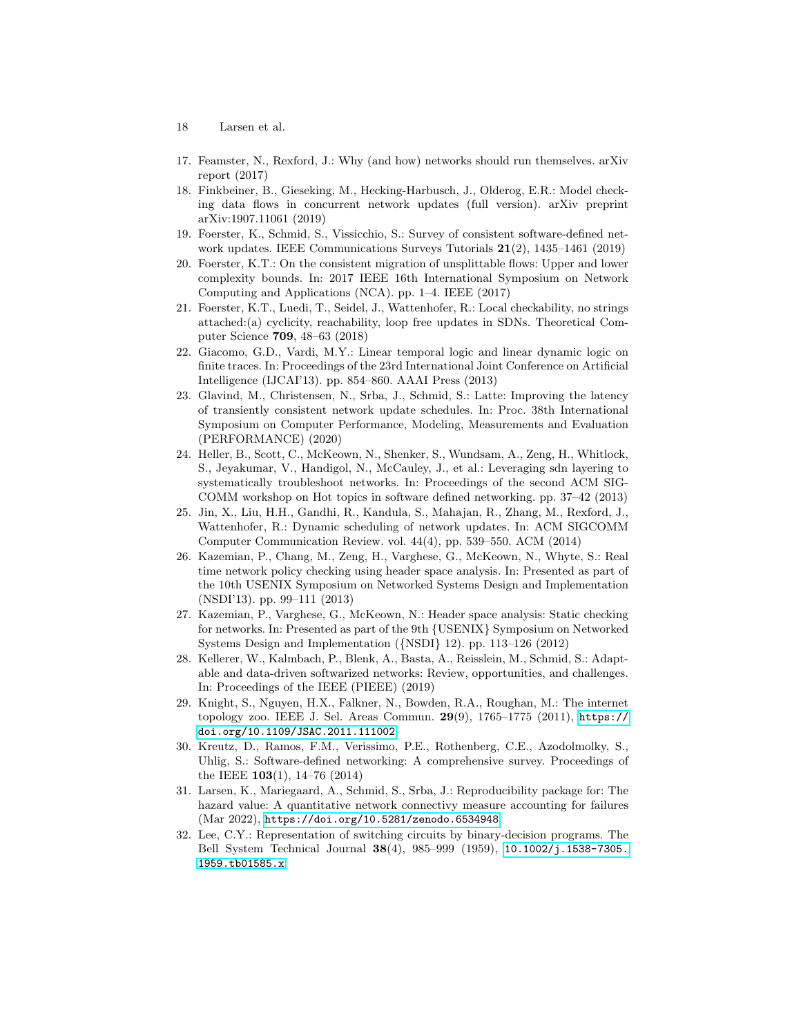17. Feamster, N., Rexford, J.: Why (and how) networks should run themselves. arXiv report (2017)
18. Finkbeiner, B., Gieseking, M., Hecking-Harbusch, J., Olderog, E.R.: Model checking data flows in concurrent network updates (full version). arXiv preprint arXiv:1907.11061 (2019)
19. Foerster, K., Schmid, S., Vissicchio, S.: Survey of consistent software-defined network updates. IEEE Communications Surveys Tutorials **21**(2), 1435–1461 (2019)
20. Foerster, K.T.: On the consistent migration of unsplittable flows: Upper and lower complexity bounds. In: 2017 IEEE 16th International Symposium on Network Computing and Applications (NCA). pp. 1–4. IEEE (2017)
21. Foerster, K.T., Luedi, T., Seidel, J., Wattenhofer, R.: Local checkability, no strings attached:(a) cyclicity, reachability, loop free updates in SDNs. Theoretical Computer Science **709**, 48–63 (2018)
22. Giacomo, G.D., Vardi, M.Y.: Linear temporal logic and linear dynamic logic on finite traces. In: Proceedings of the 23rd International Joint Conference on Artificial Intelligence (IJCAI'13). pp. 854–860. AAAI Press (2013)
23. Glavind, M., Christensen, N., Srba, J., Schmid, S.: Latte: Improving the latency of transiently consistent network update schedules. In: Proc. 38th International Symposium on Computer Performance, Modeling, Measurements and Evaluation (PERFORMANCE) (2020)
24. Heller, B., Scott, C., McKeown, N., Shenker, S., Wundsam, A., Zeng, H., Whitlock, S., Jeyakumar, V., Handigol, N., McCauley, J., et al.: Leveraging sdn layering to systematically troubleshoot networks. In: Proceedings of the second ACM SIGCOMM workshop on Hot topics in software defined networking. pp. 37–42 (2013)
25. Jin, X., Liu, H.H., Gandhi, R., Kandula, S., Mahajan, R., Zhang, M., Rexford, J., Wattenhofer, R.: Dynamic scheduling of network updates. In: ACM SIGCOMM Computer Communication Review. vol. 44(4), pp. 539–550. ACM (2014)
26. Kazemian, P., Chang, M., Zeng, H., Varghese, G., McKeown, N., Whyte, S.: Real time network policy checking using header space analysis. In: Presented as part of the 10th USENIX Symposium on Networked Systems Design and Implementation (NSDI'13). pp. 99–111 (2013)
27. Kazemian, P., Varghese, G., McKeown, N.: Header space analysis: Static checking for networks. In: Presented as part of the 9th {USENIX} Symposium on Networked Systems Design and Implementation ({NSDI} 12). pp. 113–126 (2012)
28. Kellerer, W., Kalmbach, P., Blenk, A., Basta, A., Reisslein, M., Schmid, S.: Adaptable and data-driven softwarized networks: Review, opportunities, and challenges. In: Proceedings of the IEEE (PIEEE) (2019)
29. Knight, S., Nguyen, H.X., Falkner, N., Bowden, R.A., Roughan, M.: The internet topology zoo. IEEE J. Sel. Areas Commun. **29**(9), 1765–1775 (2011), https://doi.org/10.1109/JSAC.2011.111002
30. Kreutz, D., Ramos, F.M., Verissimo, P.E., Rothenberg, C.E., Azodolmolky, S., Uhlig, S.: Software-defined networking: A comprehensive survey. Proceedings of the IEEE **103**(1), 14–76 (2014)
31. Larsen, K., Mariegaard, A., Schmid, S., Srba, J.: Reproducibility package for: The hazard value: A quantitative network connectivy measure accounting for failures (Mar 2022), https://doi.org/10.5281/zenodo.6534948
32. Lee, C.Y.: Representation of switching circuits by binary-decision programs. The Bell System Technical Journal **38**(4), 985–999 (1959), 10.1002/j.1538-7305.1959.tb01585.x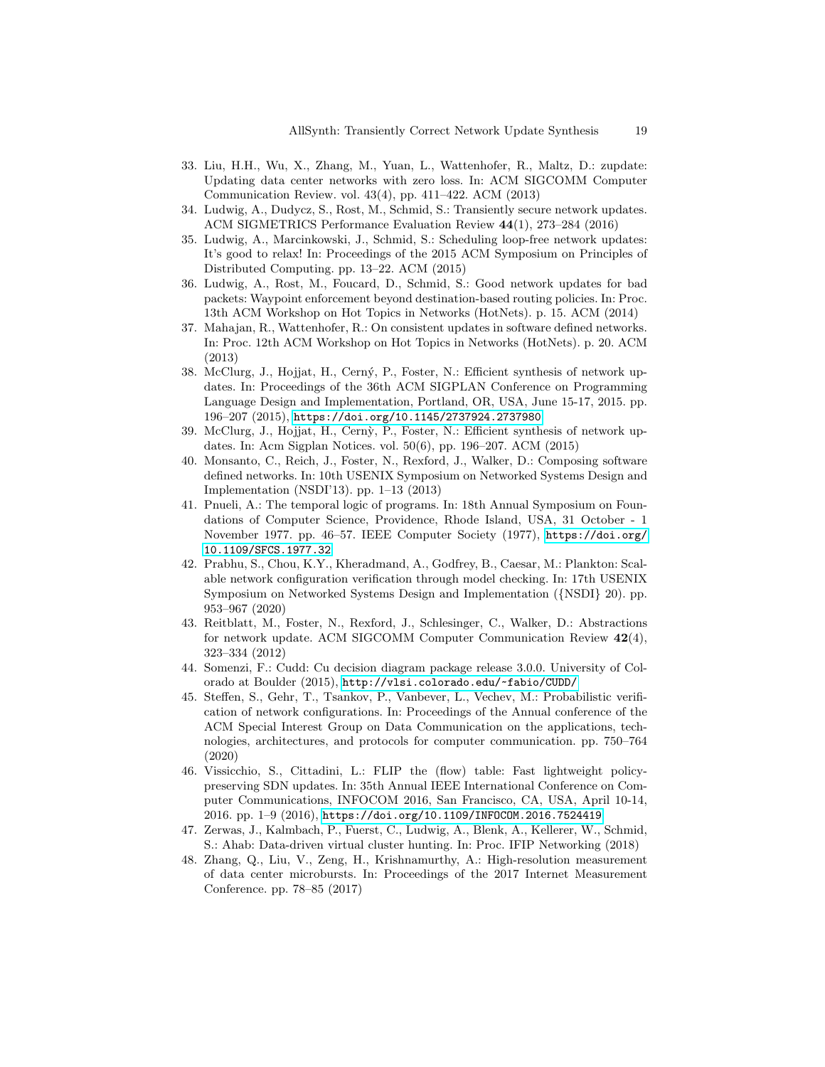33. Liu, H.H., Wu, X., Zhang, M., Yuan, L., Wattenhofer, R., Maltz, D.: zupdate: Updating data center networks with zero loss. In: ACM SIGCOMM Computer Communication Review. vol. 43(4), pp. 411–422. ACM (2013)
34. Ludwig, A., Dudycz, S., Rost, M., Schmid, S.: Transiently secure network updates. ACM SIGMETRICS Performance Evaluation Review **44**(1), 273–284 (2016)
35. Ludwig, A., Marcinkowski, J., Schmid, S.: Scheduling loop-free network updates: It's good to relax! In: Proceedings of the 2015 ACM Symposium on Principles of Distributed Computing. pp. 13–22. ACM (2015)
36. Ludwig, A., Rost, M., Foucard, D., Schmid, S.: Good network updates for bad packets: Waypoint enforcement beyond destination-based routing policies. In: Proc. 13th ACM Workshop on Hot Topics in Networks (HotNets). p. 15. ACM (2014)
37. Mahajan, R., Wattenhofer, R.: On consistent updates in software defined networks. In: Proc. 12th ACM Workshop on Hot Topics in Networks (HotNets). p. 20. ACM (2013)
38. McClurg, J., Hojjat, H., Cerný, P., Foster, N.: Efficient synthesis of network updates. In: Proceedings of the 36th ACM SIGPLAN Conference on Programming Language Design and Implementation, Portland, OR, USA, June 15-17, 2015. pp. 196–207 (2015), https://doi.org/10.1145/2737924.2737980
39. McClurg, J., Hojjat, H., Cernỳ, P., Foster, N.: Efficient synthesis of network updates. In: Acm Sigplan Notices. vol. 50(6), pp. 196–207. ACM (2015)
40. Monsanto, C., Reich, J., Foster, N., Rexford, J., Walker, D.: Composing software defined networks. In: 10th USENIX Symposium on Networked Systems Design and Implementation (NSDI'13). pp. 1–13 (2013)
41. Pnueli, A.: The temporal logic of programs. In: 18th Annual Symposium on Foundations of Computer Science, Providence, Rhode Island, USA, 31 October - 1 November 1977. pp. 46–57. IEEE Computer Society (1977), https://doi.org/10.1109/SFCS.1977.32
42. Prabhu, S., Chou, K.Y., Kheradmand, A., Godfrey, B., Caesar, M.: Plankton: Scalable network configuration verification through model checking. In: 17th USENIX Symposium on Networked Systems Design and Implementation ({NSDI} 20). pp. 953–967 (2020)
43. Reitblatt, M., Foster, N., Rexford, J., Schlesinger, C., Walker, D.: Abstractions for network update. ACM SIGCOMM Computer Communication Review **42**(4), 323–334 (2012)
44. Somenzi, F.: Cudd: Cu decision diagram package release 3.0.0. University of Colorado at Boulder (2015), http://vlsi.colorado.edu/~fabio/CUDD/
45. Steffen, S., Gehr, T., Tsankov, P., Vanbever, L., Vechev, M.: Probabilistic verification of network configurations. In: Proceedings of the Annual conference of the ACM Special Interest Group on Data Communication on the applications, technologies, architectures, and protocols for computer communication. pp. 750–764 (2020)
46. Vissicchio, S., Cittadini, L.: FLIP the (flow) table: Fast lightweight policy-preserving SDN updates. In: 35th Annual IEEE International Conference on Computer Communications, INFOCOM 2016, San Francisco, CA, USA, April 10-14, 2016. pp. 1–9 (2016), https://doi.org/10.1109/INFOCOM.2016.7524419
47. Zerwas, J., Kalmbach, P., Fuerst, C., Ludwig, A., Blenk, A., Kellerer, W., Schmid, S.: Ahab: Data-driven virtual cluster hunting. In: Proc. IFIP Networking (2018)
48. Zhang, Q., Liu, V., Zeng, H., Krishnamurthy, A.: High-resolution measurement of data center microbursts. In: Proceedings of the 2017 Internet Measurement Conference. pp. 78–85 (2017)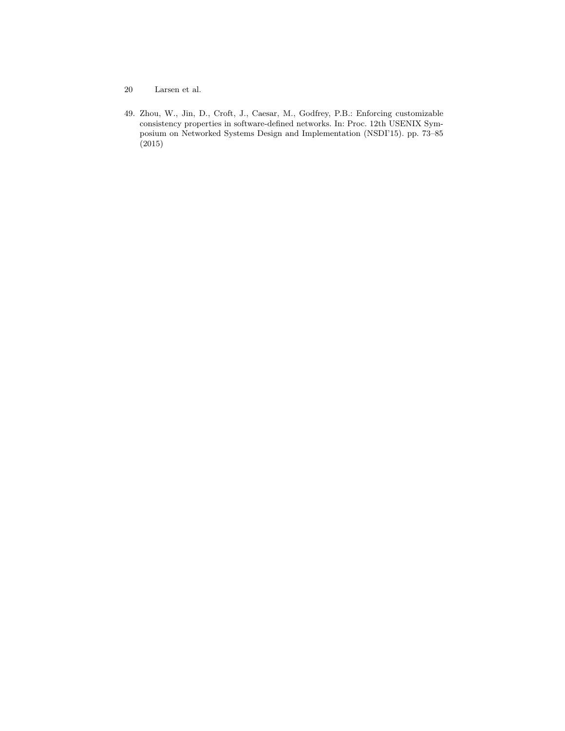49. Zhou, W., Jin, D., Croft, J., Caesar, M., Godfrey, P.B.: Enforcing customizable consistency properties in software-defined networks. In: Proc. 12th USENIX Symposium on Networked Systems Design and Implementation (NSDI'15). pp. 73–85 (2015)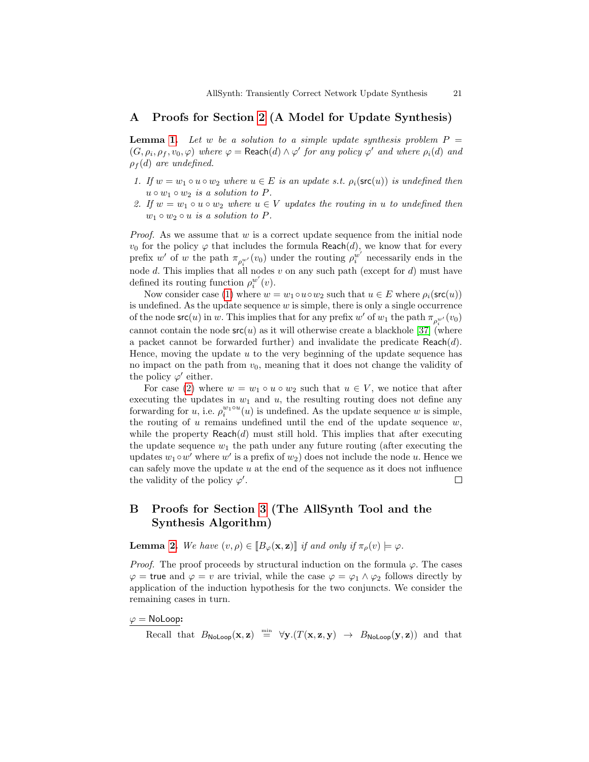## A Proofs for Section 2 (A Model for Update Synthesis)

**Lemma 1.** *Let $w$ be a solution to a simple update synthesis problem $P = (G, \rho_i, \rho_f, v_0, \varphi)$ where $\varphi = \mathsf{Reach}(d) \wedge \varphi'$ for any policy $\varphi'$ and where $\rho_i(d)$ and $\rho_f(d)$ are undefined.*

1. *If $w = w_1 \circ u \circ w_2$ where $u \in E$ is an update s.t. $\rho_i(\mathsf{src}(u))$ is undefined then $u \circ w_1 \circ w_2$ is a solution to $P$.*
2. *If $w = w_1 \circ u \circ w_2$ where $u \in V$ updates the routing in $u$ to undefined then $w_1 \circ w_2 \circ u$ is a solution to $P$.*

*Proof.* As we assume that $w$ is a correct update sequence from the initial node $v_0$ for the policy $\varphi$ that includes the formula $\mathsf{Reach}(d)$, we know that for every prefix $w'$ of $w$ the path $\pi_{\rho_i^{w'}}(v_0)$ under the routing $\rho_i^{w'}$ necessarily ends in the node $d$. This implies that all nodes $v$ on any such path (except for $d$) must have defined its routing function $\rho_i^{w'}(v)$.

Now consider case (1) where $w = w_1 \circ u \circ w_2$ such that $u \in E$ where $\rho_i(\mathsf{src}(u))$ is undefined. As the update sequence $w$ is simple, there is only a single occurrence of the node $\mathsf{src}(u)$ in $w$. This implies that for any prefix $w'$ of $w_1$ the path $\pi_{\rho_i^{w'}}(v_0)$ cannot contain the node $\mathsf{src}(u)$ as it will otherwise create a blackhole [37] (where a packet cannot be forwarded further) and invalidate the predicate $\mathsf{Reach}(d)$. Hence, moving the update $u$ to the very beginning of the update sequence has no impact on the path from $v_0$, meaning that it does not change the validity of the policy $\varphi'$ either.

For case (2) where $w = w_1 \circ u \circ w_2$ such that $u \in V$, we notice that after executing the updates in $w_1$ and $u$, the resulting routing does not define any forwarding for $u$, i.e. $\rho_i^{w_1 \circ u}(u)$ is undefined. As the update sequence $w$ is simple, the routing of $u$ remains undefined until the end of the update sequence $w$, while the property $\mathsf{Reach}(d)$ must still hold. This implies that after executing the update sequence $w_1$ the path under any future routing (after executing the updates $w_1 \circ w'$ where $w'$ is a prefix of $w_2$) does not include the node $u$. Hence we can safely move the update $u$ at the end of the sequence as it does not influence the validity of the policy $\varphi'$. $\square$

## B Proofs for Section 3 (The AllSynth Tool and the Synthesis Algorithm)

**Lemma 2.** *We have $(v, \rho) \in [\![B_\varphi(\mathbf{x}, \mathbf{z})]\!]$ if and only if $\pi_\rho(v) \models \varphi$.*

*Proof.* The proof proceeds by structural induction on the formula $\varphi$. The cases $\varphi = \mathsf{true}$ and $\varphi = v$ are trivial, while the case $\varphi = \varphi_1 \wedge \varphi_2$ follows directly by application of the induction hypothesis for the two conjuncts. We consider the remaining cases in turn.

<u>$\varphi = \mathsf{NoLoop}$:</u>

Recall that $B_{\mathsf{NoLoop}}(\mathbf{x}, \mathbf{z}) \overset{\min}{=} \forall \mathbf{y}.(T(\mathbf{x}, \mathbf{z}, \mathbf{y}) \rightarrow B_{\mathsf{NoLoop}}(\mathbf{y}, \mathbf{z}))$ and that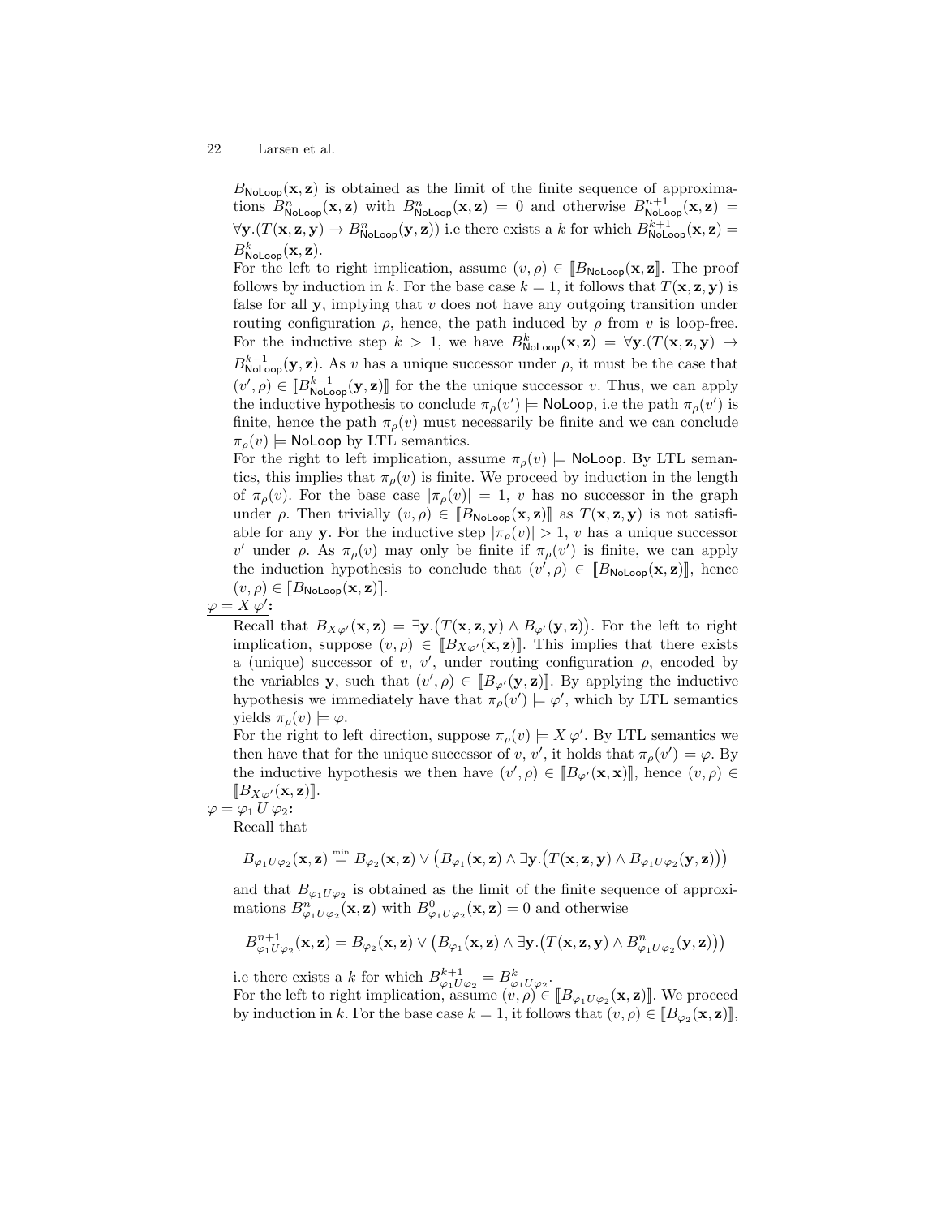$B_{\mathsf{NoLoop}}(\mathbf{x},\mathbf{z})$ is obtained as the limit of the finite sequence of approximations $B^n_{\mathsf{NoLoop}}(\mathbf{x},\mathbf{z})$ with $B^n_{\mathsf{NoLoop}}(\mathbf{x},\mathbf{z}) = 0$ and otherwise $B^{n+1}_{\mathsf{NoLoop}}(\mathbf{x},\mathbf{z}) = \forall \mathbf{y}.(T(\mathbf{x},\mathbf{z},\mathbf{y}) \to B^n_{\mathsf{NoLoop}}(\mathbf{y},\mathbf{z}))$ i.e there exists a $k$ for which $B^{k+1}_{\mathsf{NoLoop}}(\mathbf{x},\mathbf{z}) = B^k_{\mathsf{NoLoop}}(\mathbf{x},\mathbf{z})$.

For the left to right implication, assume $(v,\rho) \in [\![B_{\mathsf{NoLoop}}(\mathbf{x},\mathbf{z}]\!]$. The proof follows by induction in $k$. For the base case $k = 1$, it follows that $T(\mathbf{x},\mathbf{z},\mathbf{y})$ is false for all $\mathbf{y}$, implying that $v$ does not have any outgoing transition under routing configuration $\rho$, hence, the path induced by $\rho$ from $v$ is loop-free. For the inductive step $k > 1$, we have $B^k_{\mathsf{NoLoop}}(\mathbf{x},\mathbf{z}) = \forall \mathbf{y}.(T(\mathbf{x},\mathbf{z},\mathbf{y}) \to B^{k-1}_{\mathsf{NoLoop}}(\mathbf{y},\mathbf{z})$. As $v$ has a unique successor under $\rho$, it must be the case that $(v',\rho) \in [\![B^{k-1}_{\mathsf{NoLoop}}(\mathbf{y},\mathbf{z})]\!]$ for the the unique successor $v$. Thus, we can apply the inductive hypothesis to conclude $\pi_\rho(v') \models \mathsf{NoLoop}$, i.e the path $\pi_\rho(v')$ is finite, hence the path $\pi_\rho(v)$ must necessarily be finite and we can conclude $\pi_\rho(v) \models \mathsf{NoLoop}$ by LTL semantics.

For the right to left implication, assume $\pi_\rho(v) \models \mathsf{NoLoop}$. By LTL semantics, this implies that $\pi_\rho(v)$ is finite. We proceed by induction in the length of $\pi_\rho(v)$. For the base case $|\pi_\rho(v)| = 1$, $v$ has no successor in the graph under $\rho$. Then trivially $(v,\rho) \in [\![B_{\mathsf{NoLoop}}(\mathbf{x},\mathbf{z})]\!]$ as $T(\mathbf{x},\mathbf{z},\mathbf{y})$ is not satisfiable for any $\mathbf{y}$. For the inductive step $|\pi_\rho(v)| > 1$, $v$ has a unique successor $v'$ under $\rho$. As $\pi_\rho(v)$ may only be finite if $\pi_\rho(v')$ is finite, we can apply the induction hypothesis to conclude that $(v',\rho) \in [\![B_{\mathsf{NoLoop}}(\mathbf{x},\mathbf{z})]\!]$, hence $(v,\rho) \in [\![B_{\mathsf{NoLoop}}(\mathbf{x},\mathbf{z})]\!]$.

**$\underline{\varphi = X\,\varphi'}$:**

Recall that $B_{X\varphi'}(\mathbf{x},\mathbf{z}) = \exists \mathbf{y}.\big(T(\mathbf{x},\mathbf{z},\mathbf{y}) \wedge B_{\varphi'}(\mathbf{y},\mathbf{z})\big)$. For the left to right implication, suppose $(v,\rho) \in [\![B_{X\varphi'}(\mathbf{x},\mathbf{z})]\!]$. This implies that there exists a (unique) successor of $v$, $v'$, under routing configuration $\rho$, encoded by the variables $\mathbf{y}$, such that $(v',\rho) \in [\![B_{\varphi'}(\mathbf{y},\mathbf{z})]\!]$. By applying the inductive hypothesis we immediately have that $\pi_\rho(v') \models \varphi'$, which by LTL semantics yields $\pi_\rho(v) \models \varphi$.

For the right to left direction, suppose $\pi_\rho(v) \models X\,\varphi'$. By LTL semantics we then have that for the unique successor of $v$, $v'$, it holds that $\pi_\rho(v') \models \varphi$. By the inductive hypothesis we then have $(v',\rho) \in [\![B_{\varphi'}(\mathbf{x},\mathbf{x})]\!]$, hence $(v,\rho) \in [\![B_{X\varphi'}(\mathbf{x},\mathbf{z})]\!]$.

**$\underline{\varphi = \varphi_1\,U\,\varphi_2}$:**

Recall that

$$B_{\varphi_1 U \varphi_2}(\mathbf{x},\mathbf{z}) \overset{\min}{=} B_{\varphi_2}(\mathbf{x},\mathbf{z}) \vee \big(B_{\varphi_1}(\mathbf{x},\mathbf{z}) \wedge \exists \mathbf{y}.\big(T(\mathbf{x},\mathbf{z},\mathbf{y}) \wedge B_{\varphi_1 U \varphi_2}(\mathbf{y},\mathbf{z})\big)\big)$$

and that $B_{\varphi_1 U \varphi_2}$ is obtained as the limit of the finite sequence of approximations $B^n_{\varphi_1 U \varphi_2}(\mathbf{x},\mathbf{z})$ with $B^0_{\varphi_1 U \varphi_2}(\mathbf{x},\mathbf{z}) = 0$ and otherwise

$$B^{n+1}_{\varphi_1 U \varphi_2}(\mathbf{x},\mathbf{z}) = B_{\varphi_2}(\mathbf{x},\mathbf{z}) \vee \big(B_{\varphi_1}(\mathbf{x},\mathbf{z}) \wedge \exists \mathbf{y}.\big(T(\mathbf{x},\mathbf{z},\mathbf{y}) \wedge B^n_{\varphi_1 U \varphi_2}(\mathbf{y},\mathbf{z})\big)\big)$$

i.e there exists a $k$ for which $B^{k+1}_{\varphi_1 U \varphi_2} = B^k_{\varphi_1 U \varphi_2}$.

For the left to right implication, assume $(v,\rho) \in [\![B_{\varphi_1 U \varphi_2}(\mathbf{x},\mathbf{z})]\!]$. We proceed by induction in $k$. For the base case $k = 1$, it follows that $(v,\rho) \in [\![B_{\varphi_2}(\mathbf{x},\mathbf{z})]\!]$,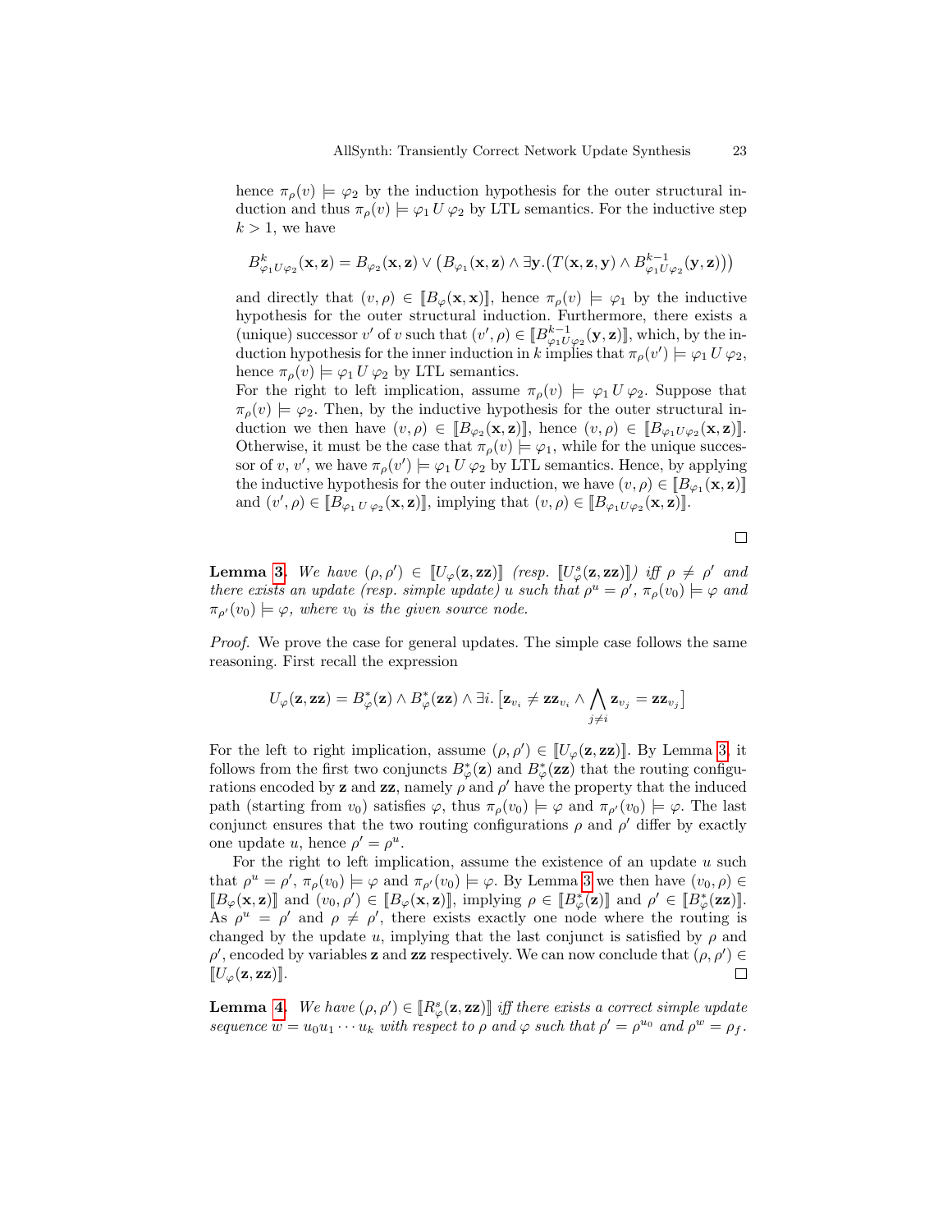hence $\pi_\rho(v) \models \varphi_2$ by the induction hypothesis for the outer structural induction and thus $\pi_\rho(v) \models \varphi_1 \, U \, \varphi_2$ by LTL semantics. For the inductive step $k > 1$, we have

$$B^k_{\varphi_1 U \varphi_2}(\mathbf{x}, \mathbf{z}) = B_{\varphi_2}(\mathbf{x}, \mathbf{z}) \vee \big(B_{\varphi_1}(\mathbf{x}, \mathbf{z}) \wedge \exists \mathbf{y}. \big(T(\mathbf{x}, \mathbf{z}, \mathbf{y}) \wedge B^{k-1}_{\varphi_1 U \varphi_2}(\mathbf{y}, \mathbf{z})\big)\big)$$

and directly that $(v, \rho) \in [\![B_\varphi(\mathbf{x}, \mathbf{x})]\!]$, hence $\pi_\rho(v) \models \varphi_1$ by the inductive hypothesis for the outer structural induction. Furthermore, there exists a (unique) successor $v'$ of $v$ such that $(v', \rho) \in [\![B^{k-1}_{\varphi_1 U \varphi_2}(\mathbf{y}, \mathbf{z})]\!]$, which, by the induction hypothesis for the inner induction in $k$ implies that $\pi_\rho(v') \models \varphi_1 \, U \, \varphi_2$, hence $\pi_\rho(v) \models \varphi_1 \, U \, \varphi_2$ by LTL semantics.
For the right to left implication, assume $\pi_\rho(v) \models \varphi_1 \, U \, \varphi_2$. Suppose that $\pi_\rho(v) \models \varphi_2$. Then, by the inductive hypothesis for the outer structural induction we then have $(v, \rho) \in [\![B_{\varphi_2}(\mathbf{x}, \mathbf{z})]\!]$, hence $(v, \rho) \in [\![B_{\varphi_1 U \varphi_2}(\mathbf{x}, \mathbf{z})]\!]$. Otherwise, it must be the case that $\pi_\rho(v) \models \varphi_1$, while for the unique successor of $v$, $v'$, we have $\pi_\rho(v') \models \varphi_1 \, U \, \varphi_2$ by LTL semantics. Hence, by applying the inductive hypothesis for the outer induction, we have $(v, \rho) \in [\![B_{\varphi_1}(\mathbf{x}, \mathbf{z})]\!]$ and $(v', \rho) \in [\![B_{\varphi_1 \, U \, \varphi_2}(\mathbf{x}, \mathbf{z})]\!]$, implying that $(v, \rho) \in [\![B_{\varphi_1 U \varphi_2}(\mathbf{x}, \mathbf{z})]\!]$.

□

**Lemma 3.** *We have $(\rho, \rho') \in [\![U_\varphi(\mathbf{z}, \mathbf{zz})]\!]$ (resp. $[\![U^s_\varphi(\mathbf{z}, \mathbf{zz})]\!]$) iff $\rho \neq \rho'$ and there exists an update (resp. simple update) $u$ such that $\rho^u = \rho'$, $\pi_\rho(v_0) \models \varphi$ and $\pi_{\rho'}(v_0) \models \varphi$, where $v_0$ is the given source node.*

*Proof.* We prove the case for general updates. The simple case follows the same reasoning. First recall the expression

$$U_\varphi(\mathbf{z}, \mathbf{zz}) = B^*_\varphi(\mathbf{z}) \wedge B^*_\varphi(\mathbf{zz}) \wedge \exists i. \left[\mathbf{z}_{v_i} \neq \mathbf{zz}_{v_i} \wedge \bigwedge_{j \neq i} \mathbf{z}_{v_j} = \mathbf{zz}_{v_j}\right]$$

For the left to right implication, assume $(\rho, \rho') \in [\![U_\varphi(\mathbf{z}, \mathbf{zz})]\!]$. By Lemma 3, it follows from the first two conjuncts $B^*_\varphi(\mathbf{z})$ and $B^*_\varphi(\mathbf{zz})$ that the routing configurations encoded by $\mathbf{z}$ and $\mathbf{zz}$, namely $\rho$ and $\rho'$ have the property that the induced path (starting from $v_0$) satisfies $\varphi$, thus $\pi_\rho(v_0) \models \varphi$ and $\pi_{\rho'}(v_0) \models \varphi$. The last conjunct ensures that the two routing configurations $\rho$ and $\rho'$ differ by exactly one update $u$, hence $\rho' = \rho^u$.

For the right to left implication, assume the existence of an update $u$ such that $\rho^u = \rho'$, $\pi_\rho(v_0) \models \varphi$ and $\pi_{\rho'}(v_0) \models \varphi$. By Lemma 3 we then have $(v_0, \rho) \in [\![B_\varphi(\mathbf{x}, \mathbf{z})]\!]$ and $(v_0, \rho') \in [\![B_\varphi(\mathbf{x}, \mathbf{z})]\!]$, implying $\rho \in [\![B^*_\varphi(\mathbf{z})]\!]$ and $\rho' \in [\![B^*_\varphi(\mathbf{zz})]\!]$. As $\rho^u = \rho'$ and $\rho \neq \rho'$, there exists exactly one node where the routing is changed by the update $u$, implying that the last conjunct is satisfied by $\rho$ and $\rho'$, encoded by variables $\mathbf{z}$ and $\mathbf{zz}$ respectively. We can now conclude that $(\rho, \rho') \in [\![U_\varphi(\mathbf{z}, \mathbf{zz})]\!]$. □

**Lemma 4.** *We have $(\rho, \rho') \in [\![R^s_\varphi(\mathbf{z}, \mathbf{zz})]\!]$ iff there exists a correct simple update sequence $w = u_0 u_1 \cdots u_k$ with respect to $\rho$ and $\varphi$ such that $\rho' = \rho^{u_0}$ and $\rho^w = \rho_f$.*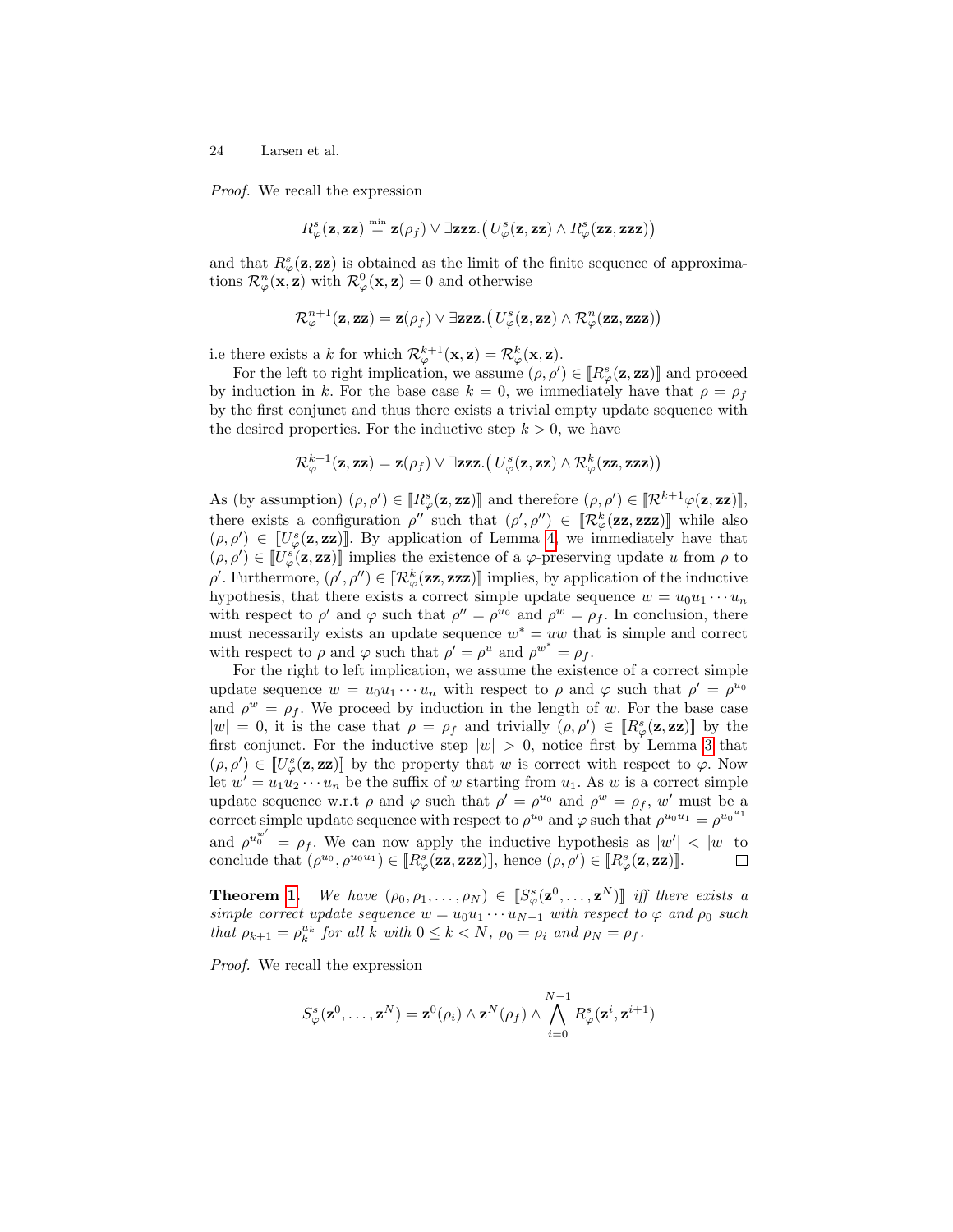*Proof.* We recall the expression

$$R^s_\varphi(\mathbf{z},\mathbf{zz}) \overset{\min}{=} \mathbf{z}(\rho_f) \vee \exists \mathbf{zzz}.\big(U^s_\varphi(\mathbf{z},\mathbf{zz}) \wedge R^s_\varphi(\mathbf{zz},\mathbf{zzz})\big)$$

and that $R^s_\varphi(\mathbf{z},\mathbf{zz})$ is obtained as the limit of the finite sequence of approximations $\mathcal{R}^n_\varphi(\mathbf{x},\mathbf{z})$ with $\mathcal{R}^0_\varphi(\mathbf{x},\mathbf{z}) = 0$ and otherwise

$$\mathcal{R}^{n+1}_\varphi(\mathbf{z},\mathbf{zz}) = \mathbf{z}(\rho_f) \vee \exists \mathbf{zzz}.\big(U^s_\varphi(\mathbf{z},\mathbf{zz}) \wedge \mathcal{R}^n_\varphi(\mathbf{zz},\mathbf{zzz})\big)$$

i.e there exists a $k$ for which $\mathcal{R}^{k+1}_\varphi(\mathbf{x},\mathbf{z}) = \mathcal{R}^k_\varphi(\mathbf{x},\mathbf{z})$.

For the left to right implication, we assume $(\rho,\rho') \in [\![R^s_\varphi(\mathbf{z},\mathbf{zz})]\!]$ and proceed by induction in $k$. For the base case $k = 0$, we immediately have that $\rho = \rho_f$ by the first conjunct and thus there exists a trivial empty update sequence with the desired properties. For the inductive step $k > 0$, we have

$$\mathcal{R}^{k+1}_\varphi(\mathbf{z},\mathbf{zz}) = \mathbf{z}(\rho_f) \vee \exists \mathbf{zzz}.\big(U^s_\varphi(\mathbf{z},\mathbf{zz}) \wedge \mathcal{R}^k_\varphi(\mathbf{zz},\mathbf{zzz})\big)$$

As (by assumption) $(\rho,\rho') \in [\![R^s_\varphi(\mathbf{z},\mathbf{zz})]\!]$ and therefore $(\rho,\rho') \in [\![\mathcal{R}^{k+1}\varphi(\mathbf{z},\mathbf{zz})]\!]$, there exists a configuration $\rho''$ such that $(\rho',\rho'') \in [\![\mathcal{R}^k_\varphi(\mathbf{zz},\mathbf{zzz})]\!]$ while also $(\rho,\rho') \in [\![U^s_\varphi(\mathbf{z},\mathbf{zz})]\!]$. By application of Lemma 4, we immediately have that $(\rho,\rho') \in [\![U^s_\varphi(\mathbf{z},\mathbf{zz})]\!]$ implies the existence of a $\varphi$-preserving update $u$ from $\rho$ to $\rho'$. Furthermore, $(\rho',\rho'') \in [\![\mathcal{R}^k_\varphi(\mathbf{zz},\mathbf{zzz})]\!]$ implies, by application of the inductive hypothesis, that there exists a correct simple update sequence $w = u_0 u_1 \cdots u_n$ with respect to $\rho'$ and $\varphi$ such that $\rho'' = \rho^{u_0}$ and $\rho^w = \rho_f$. In conclusion, there must necessarily exists an update sequence $w^* = uw$ that is simple and correct with respect to $\rho$ and $\varphi$ such that $\rho' = \rho^u$ and $\rho^{w^*} = \rho_f$.

For the right to left implication, we assume the existence of a correct simple update sequence $w = u_0 u_1 \cdots u_n$ with respect to $\rho$ and $\varphi$ such that $\rho' = \rho^{u_0}$ and $\rho^w = \rho_f$. We proceed by induction in the length of $w$. For the base case $|w| = 0$, it is the case that $\rho = \rho_f$ and trivially $(\rho,\rho') \in [\![R^s_\varphi(\mathbf{z},\mathbf{zz})]\!]$ by the first conjunct. For the inductive step $|w| > 0$, notice first by Lemma 3 that $(\rho,\rho') \in [\![U^s_\varphi(\mathbf{z},\mathbf{zz})]\!]$ by the property that $w$ is correct with respect to $\varphi$. Now let $w' = u_1 u_2 \cdots u_n$ be the suffix of $w$ starting from $u_1$. As $w$ is a correct simple update sequence w.r.t $\rho$ and $\varphi$ such that $\rho' = \rho^{u_0}$ and $\rho^w = \rho_f$, $w'$ must be a correct simple update sequence with respect to $\rho^{u_0}$ and $\varphi$ such that $\rho^{u_0 u_1} = \rho^{{u_0}^{u_1}}$ and $\rho^{u_0^{w'}} = \rho_f$. We can now apply the inductive hypothesis as $|w'| < |w|$ to conclude that $(\rho^{u_0}, \rho^{u_0 u_1}) \in [\![R^s_\varphi(\mathbf{zz},\mathbf{zzz})]\!]$, hence $(\rho,\rho') \in [\![R^s_\varphi(\mathbf{z},\mathbf{zz})]\!]$. $\square$

**Theorem 1.** *We have $(\rho_0,\rho_1,\ldots,\rho_N) \in [\![S^s_\varphi(\mathbf{z}^0,\ldots,\mathbf{z}^N)]\!]$ iff there exists a simple correct update sequence $w = u_0 u_1 \cdots u_{N-1}$ with respect to $\varphi$ and $\rho_0$ such that $\rho_{k+1} = \rho_k^{u_k}$ for all $k$ with $0 \le k < N$, $\rho_0 = \rho_i$ and $\rho_N = \rho_f$.*

*Proof.* We recall the expression

$$S^s_\varphi(\mathbf{z}^0,\ldots,\mathbf{z}^N) = \mathbf{z}^0(\rho_i) \wedge \mathbf{z}^N(\rho_f) \wedge \bigwedge_{i=0}^{N-1} R^s_\varphi(\mathbf{z}^i,\mathbf{z}^{i+1})$$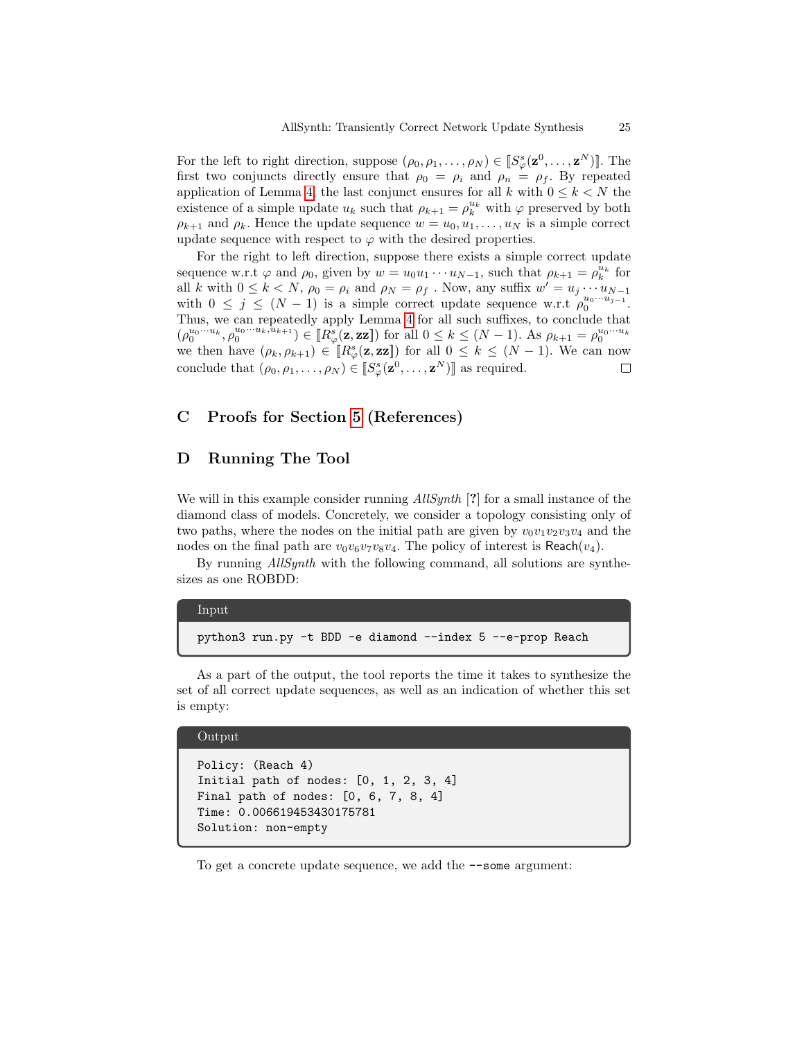For the left to right direction, suppose $(\rho_0, \rho_1, \ldots, \rho_N) \in [\![S^s_\varphi(\mathbf{z}^0, \ldots, \mathbf{z}^N)]\!]$. The first two conjuncts directly ensure that $\rho_0 = \rho_i$ and $\rho_n = \rho_f$. By repeated application of Lemma 4, the last conjunct ensures for all $k$ with $0 \leq k < N$ the existence of a simple update $u_k$ such that $\rho_{k+1} = \rho_k^{u_k}$ with $\varphi$ preserved by both $\rho_{k+1}$ and $\rho_k$. Hence the update sequence $w = u_0, u_1, \ldots, u_N$ is a simple correct update sequence with respect to $\varphi$ with the desired properties.

For the right to left direction, suppose there exists a simple correct update sequence w.r.t $\varphi$ and $\rho_0$, given by $w = u_0 u_1 \cdots u_{N-1}$, such that $\rho_{k+1} = \rho_k^{u_k}$ for all $k$ with $0 \leq k < N$, $\rho_0 = \rho_i$ and $\rho_N = \rho_f$ . Now, any suffix $w' = u_j \cdots u_{N-1}$ with $0 \leq j \leq (N-1)$ is a simple correct update sequence w.r.t $\rho_0^{u_0 \cdots u_{j-1}}$. Thus, we can repeatedly apply Lemma 4 for all such suffixes, to conclude that $(\rho_0^{u_0 \cdots u_k}, \rho_0^{u_0 \cdots u_k, u_{k+1}}) \in [\![R^s_\varphi(\mathbf{z}, \mathbf{zz}]\!])$ for all $0 \leq k \leq (N-1)$. As $\rho_{k+1} = \rho_0^{u_0 \cdots u_k}$ we then have $(\rho_k, \rho_{k+1}) \in [\![R^s_\varphi(\mathbf{z}, \mathbf{zz}]\!])$ for all $0 \leq k \leq (N-1)$. We can now conclude that $(\rho_0, \rho_1, \ldots, \rho_N) \in [\![S^s_\varphi(\mathbf{z}^0, \ldots, \mathbf{z}^N)]\!]$ as required. □

## C Proofs for Section 5 (References)

## D Running The Tool

We will in this example consider running *AllSynth* [?] for a small instance of the diamond class of models. Concretely, we consider a topology consisting only of two paths, where the nodes on the initial path are given by $v_0 v_1 v_2 v_3 v_4$ and the nodes on the final path are $v_0 v_6 v_7 v_8 v_4$. The policy of interest is $\mathsf{Reach}(v_4)$.

By running *AllSynth* with the following command, all solutions are synthesizes as one ROBDD:

**Input**

```
python3 run.py -t BDD -e diamond --index 5 --e-prop Reach
```

As a part of the output, the tool reports the time it takes to synthesize the set of all correct update sequences, as well as an indication of whether this set is empty:

**Output**

```
Policy: (Reach 4)
Initial path of nodes: [0, 1, 2, 3, 4]
Final path of nodes: [0, 6, 7, 8, 4]
Time: 0.006619453430175781
Solution: non-empty
```

To get a concrete update sequence, we add the `--some` argument: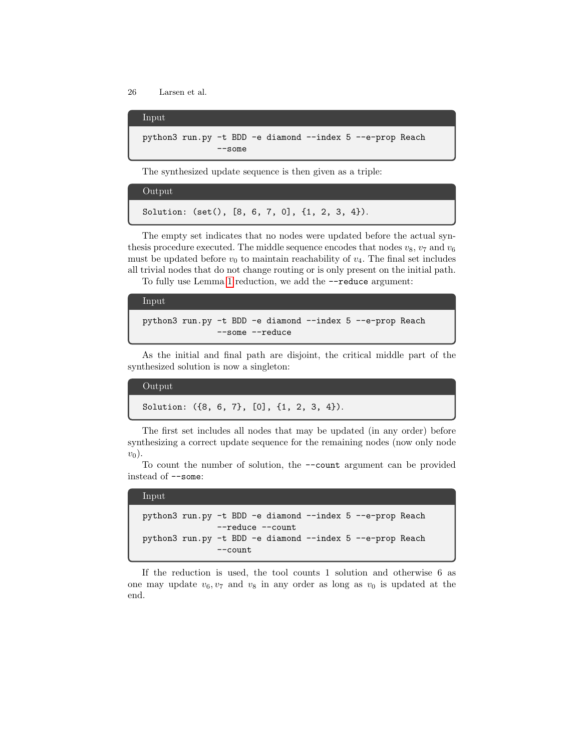Input

```
python3 run.py -t BDD -e diamond --index 5 --e-prop Reach
               --some
```

The synthesized update sequence is then given as a triple:

Output

```
Solution: (set(), [8, 6, 7, 0], {1, 2, 3, 4}).
```

The empty set indicates that no nodes were updated before the actual synthesis procedure executed. The middle sequence encodes that nodes $v_8$, $v_7$ and $v_6$ must be updated before $v_0$ to maintain reachability of $v_4$. The final set includes all trivial nodes that do not change routing or is only present on the initial path.

To fully use Lemma 1 reduction, we add the `--reduce` argument:

Input

```
python3 run.py -t BDD -e diamond --index 5 --e-prop Reach
               --some --reduce
```

As the initial and final path are disjoint, the critical middle part of the synthesized solution is now a singleton:

Output

```
Solution: ({8, 6, 7}, [0], {1, 2, 3, 4}).
```

The first set includes all nodes that may be updated (in any order) before synthesizing a correct update sequence for the remaining nodes (now only node $v_0$).

To count the number of solution, the `--count` argument can be provided instead of `--some`:

Input

```
python3 run.py -t BDD -e diamond --index 5 --e-prop Reach
               --reduce --count
python3 run.py -t BDD -e diamond --index 5 --e-prop Reach
               --count
```

If the reduction is used, the tool counts 1 solution and otherwise 6 as one may update $v_6, v_7$ and $v_8$ in any order as long as $v_0$ is updated at the end.